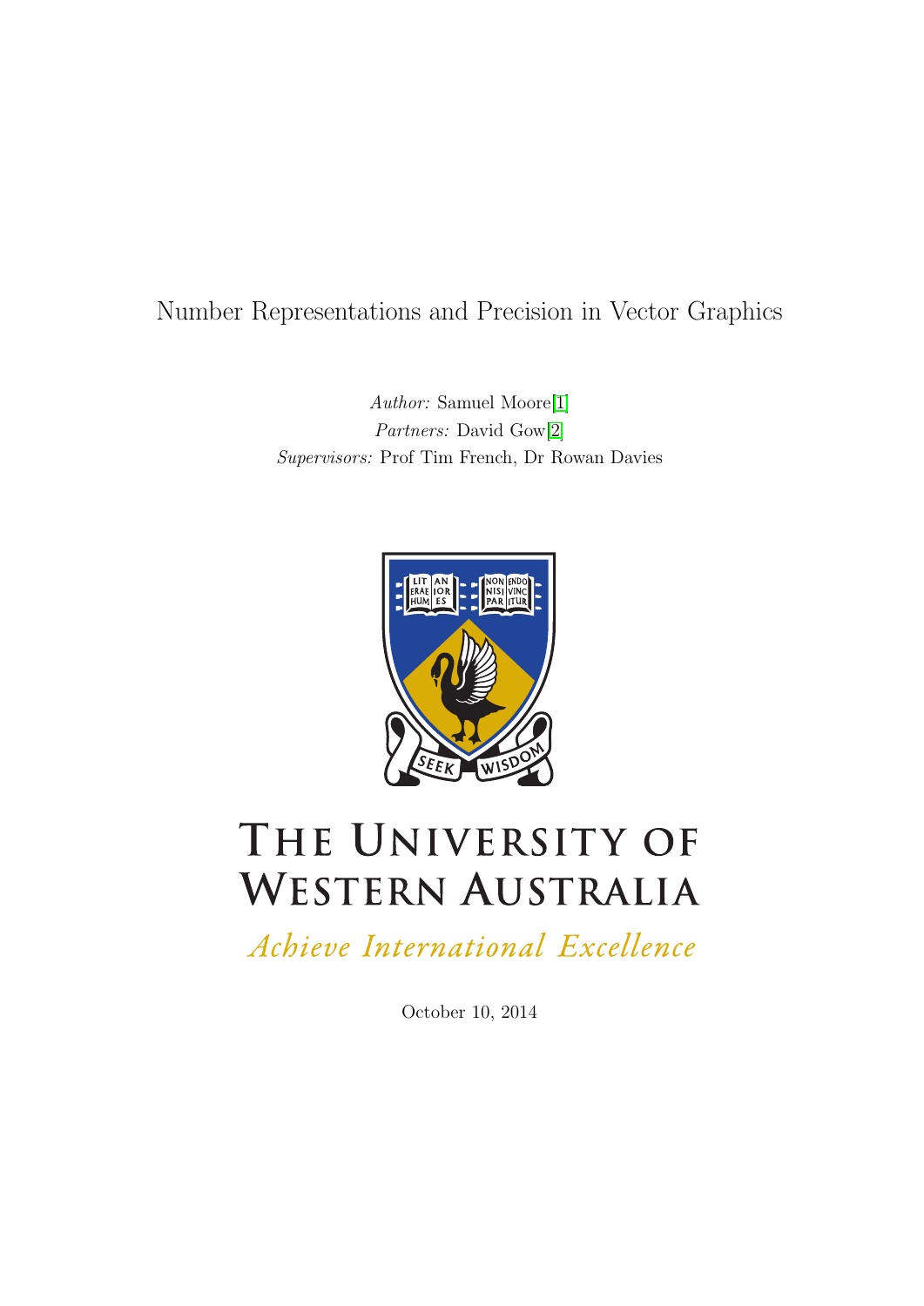# Number Representations and Precision in Vector Graphics

*Author:* Samuel Moore[1]
*Partners:* David Gow[2]
*Supervisors:* Prof Tim French, Dr Rowan Davies

THE UNIVERSITY OF WESTERN AUSTRALIA

*Achieve International Excellence*

October 10, 2014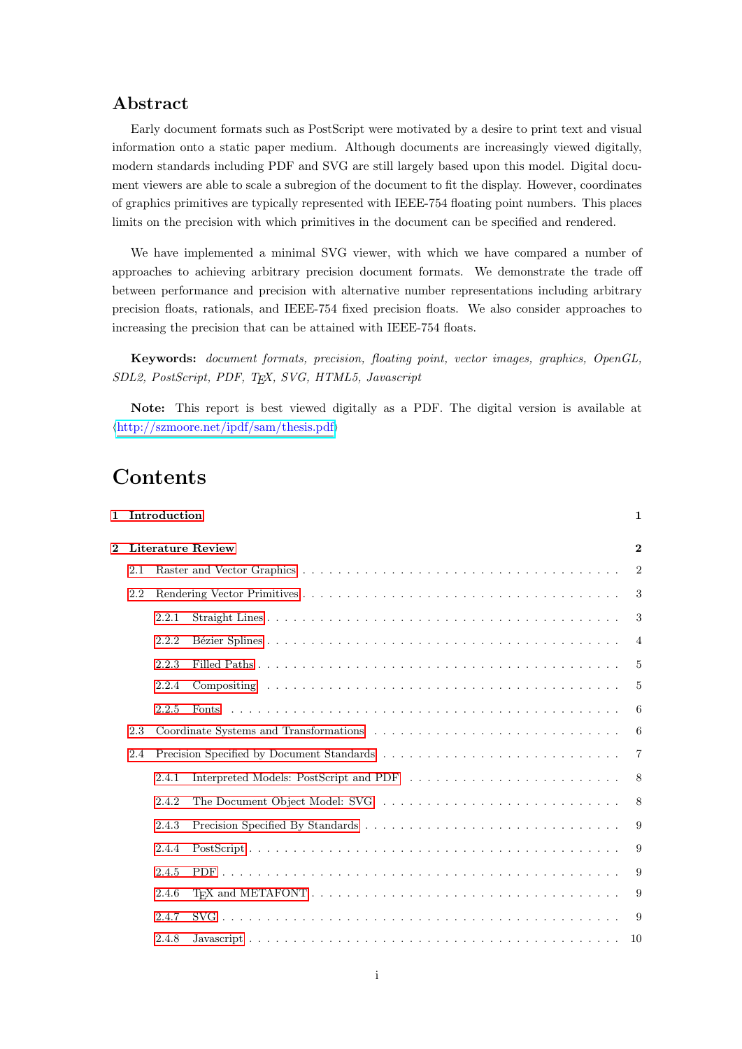# Abstract

Early document formats such as PostScript were motivated by a desire to print text and visual information onto a static paper medium. Although documents are increasingly viewed digitally, modern standards including PDF and SVG are still largely based upon this model. Digital document viewers are able to scale a subregion of the document to fit the display. However, coordinates of graphics primitives are typically represented with IEEE-754 floating point numbers. This places limits on the precision with which primitives in the document can be specified and rendered.

We have implemented a minimal SVG viewer, with which we have compared a number of approaches to achieving arbitrary precision document formats. We demonstrate the trade off between performance and precision with alternative number representations including arbitrary precision floats, rationals, and IEEE-754 fixed precision floats. We also consider approaches to increasing the precision that can be attained with IEEE-754 floats.

**Keywords:** *document formats, precision, floating point, vector images, graphics, OpenGL, SDL2, PostScript, PDF, TEX, SVG, HTML5, Javascript*

**Note:** This report is best viewed digitally as a PDF. The digital version is available at ⟨http://szmoore.net/ipdf/sam/thesis.pdf⟩

# Contents

- **1 Introduction** — 1
- **2 Literature Review** — 2
  - 2.1 Raster and Vector Graphics — 2
  - 2.2 Rendering Vector Primitives — 3
    - 2.2.1 Straight Lines — 3
    - 2.2.2 Bézier Splines — 4
    - 2.2.3 Filled Paths — 5
    - 2.2.4 Compositing — 5
    - 2.2.5 Fonts — 6
  - 2.3 Coordinate Systems and Transformations — 6
  - 2.4 Precision Specified by Document Standards — 7
    - 2.4.1 Interpreted Models: PostScript and PDF — 8
    - 2.4.2 The Document Object Model: SVG — 8
    - 2.4.3 Precision Specified By Standards — 9
    - 2.4.4 PostScript — 9
    - 2.4.5 PDF — 9
    - 2.4.6 TEX and METAFONT — 9
    - 2.4.7 SVG — 9
    - 2.4.8 Javascript — 10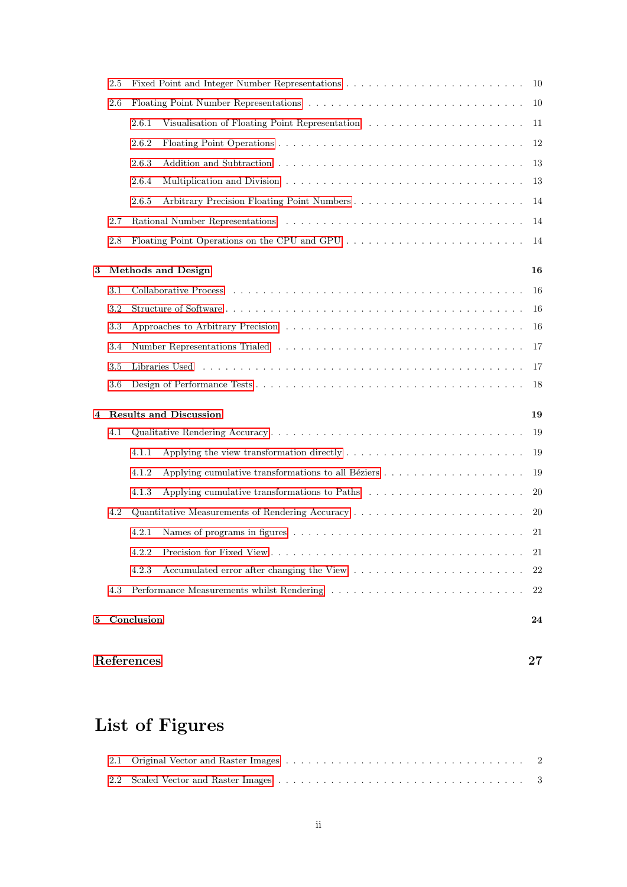2.5 Fixed Point and Integer Number Representations . . . . . . . . . . 10
2.6 Floating Point Number Representations . . . . . . . . . . 10
  2.6.1 Visualisation of Floating Point Representation . . . . . . . . . . 11
  2.6.2 Floating Point Operations . . . . . . . . . . 12
  2.6.3 Addition and Subtraction . . . . . . . . . . 13
  2.6.4 Multiplication and Division . . . . . . . . . . 13
  2.6.5 Arbitrary Precision Floating Point Numbers . . . . . . . . . . 14
2.7 Rational Number Representations . . . . . . . . . . 14
2.8 Floating Point Operations on the CPU and GPU . . . . . . . . . . 14

**3 Methods and Design** **16**
3.1 Collaborative Process . . . . . . . . . . 16
3.2 Structure of Software . . . . . . . . . . 16
3.3 Approaches to Arbitrary Precision . . . . . . . . . . 16
3.4 Number Representations Trialed . . . . . . . . . . 17
3.5 Libraries Used . . . . . . . . . . 17
3.6 Design of Performance Tests . . . . . . . . . . 18

**4 Results and Discussion** **19**
4.1 Qualitative Rendering Accuracy . . . . . . . . . . 19
  4.1.1 Applying the view transformation directly . . . . . . . . . . 19
  4.1.2 Applying cumulative transformations to all Béziers . . . . . . . . . . 19
  4.1.3 Applying cumulative transformations to Paths . . . . . . . . . . 20
4.2 Quantitative Measurements of Rendering Accuracy . . . . . . . . . . 20
  4.2.1 Names of programs in figures . . . . . . . . . . 21
  4.2.2 Precision for Fixed View . . . . . . . . . . 21
  4.2.3 Accumulated error after changing the View . . . . . . . . . . 22
4.3 Performance Measurements whilst Rendering . . . . . . . . . . 22

**5 Conclusion** **24**

**References** **27**

# List of Figures

2.1 Original Vector and Raster Images . . . . . . . . . . 2
2.2 Scaled Vector and Raster Images . . . . . . . . . . 3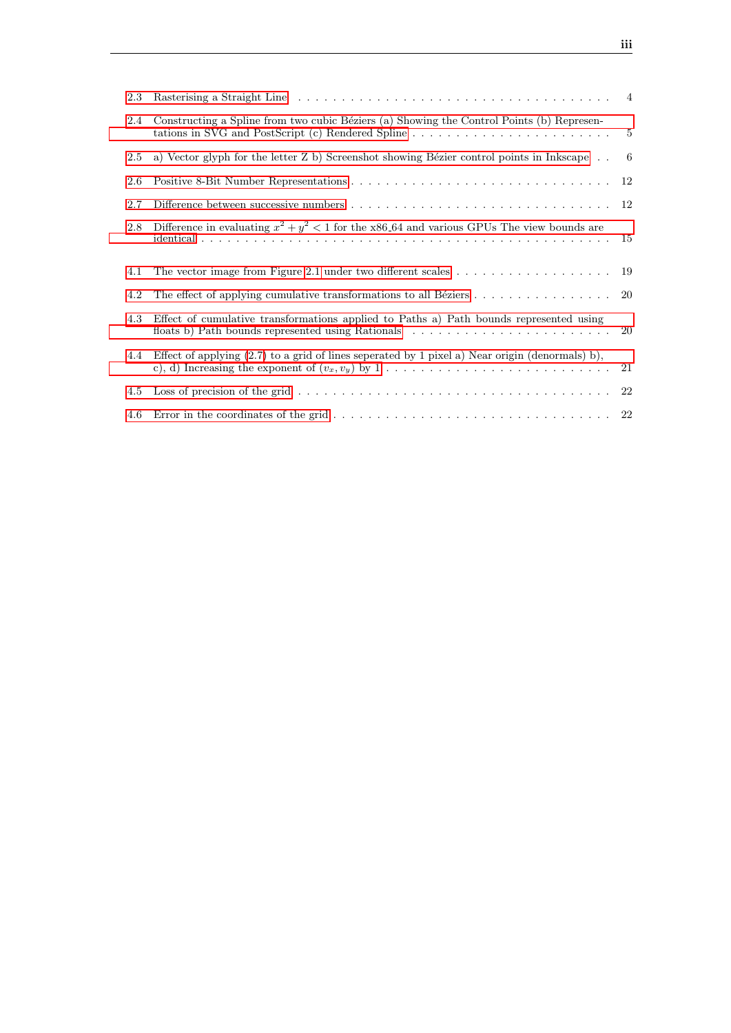2.3 Rasterising a Straight Line . . . . . . . . . . . . . . . . . . . . . . . . . . . . . . . . . . . . . 4

2.4 Constructing a Spline from two cubic Béziers (a) Showing the Control Points (b) Representations in SVG and PostScript (c) Rendered Spline . . . . . . . . . . . . . . . . . . . . . . . . 5

2.5 a) Vector glyph for the letter Z b) Screenshot showing Bézier control points in Inkscape . . 6

2.6 Positive 8-Bit Number Representations . . . . . . . . . . . . . . . . . . . . . . . . . . . . . . 12

2.7 Difference between successive numbers . . . . . . . . . . . . . . . . . . . . . . . . . . . . . . 12

2.8 Difference in evaluating $x^2 + y^2 < 1$ for the x86_64 and various GPUs The view bounds are identical . . . . . . . . . . . . . . . . . . . . . . . . . . . . . . . . . . . . . . . . . . . . . 15

4.1 The vector image from Figure 2.1 under two different scales . . . . . . . . . . . . . . . . . . . 19

4.2 The effect of applying cumulative transformations to all Béziers . . . . . . . . . . . . . . . . . 20

4.3 Effect of cumulative transformations applied to Paths a) Path bounds represented using floats b) Path bounds represented using Rationals . . . . . . . . . . . . . . . . . . . . . . . . 20

4.4 Effect of applying (2.7) to a grid of lines seperated by 1 pixel a) Near origin (denormals) b), c), d) Increasing the exponent of $(v_x, v_y)$ by 1 . . . . . . . . . . . . . . . . . . . . . . . . . . . 21

4.5 Loss of precision of the grid . . . . . . . . . . . . . . . . . . . . . . . . . . . . . . . . . . . . . 22

4.6 Error in the coordinates of the grid . . . . . . . . . . . . . . . . . . . . . . . . . . . . . . . . 22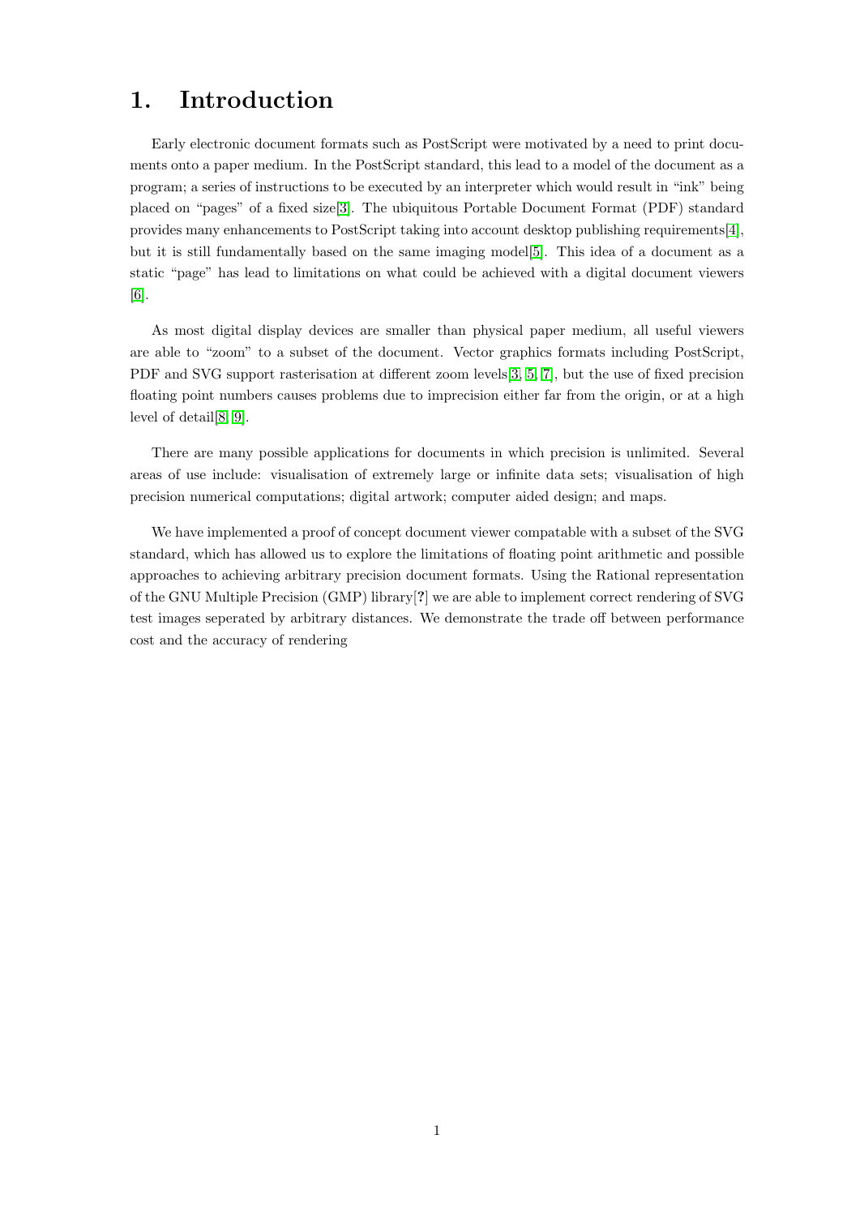# 1. Introduction

Early electronic document formats such as PostScript were motivated by a need to print documents onto a paper medium. In the PostScript standard, this lead to a model of the document as a program; a series of instructions to be executed by an interpreter which would result in "ink" being placed on "pages" of a fixed size[3]. The ubiquitous Portable Document Format (PDF) standard provides many enhancements to PostScript taking into account desktop publishing requirements[4], but it is still fundamentally based on the same imaging model[5]. This idea of a document as a static "page" has lead to limitations on what could be achieved with a digital document viewers [6].

As most digital display devices are smaller than physical paper medium, all useful viewers are able to "zoom" to a subset of the document. Vector graphics formats including PostScript, PDF and SVG support rasterisation at different zoom levels[3, 5, 7], but the use of fixed precision floating point numbers causes problems due to imprecision either far from the origin, or at a high level of detail[8, 9].

There are many possible applications for documents in which precision is unlimited. Several areas of use include: visualisation of extremely large or infinite data sets; visualisation of high precision numerical computations; digital artwork; computer aided design; and maps.

We have implemented a proof of concept document viewer compatable with a subset of the SVG standard, which has allowed us to explore the limitations of floating point arithmetic and possible approaches to achieving arbitrary precision document formats. Using the Rational representation of the GNU Multiple Precision (GMP) library[**?**] we are able to implement correct rendering of SVG test images seperated by arbitrary distances. We demonstrate the trade off between performance cost and the accuracy of rendering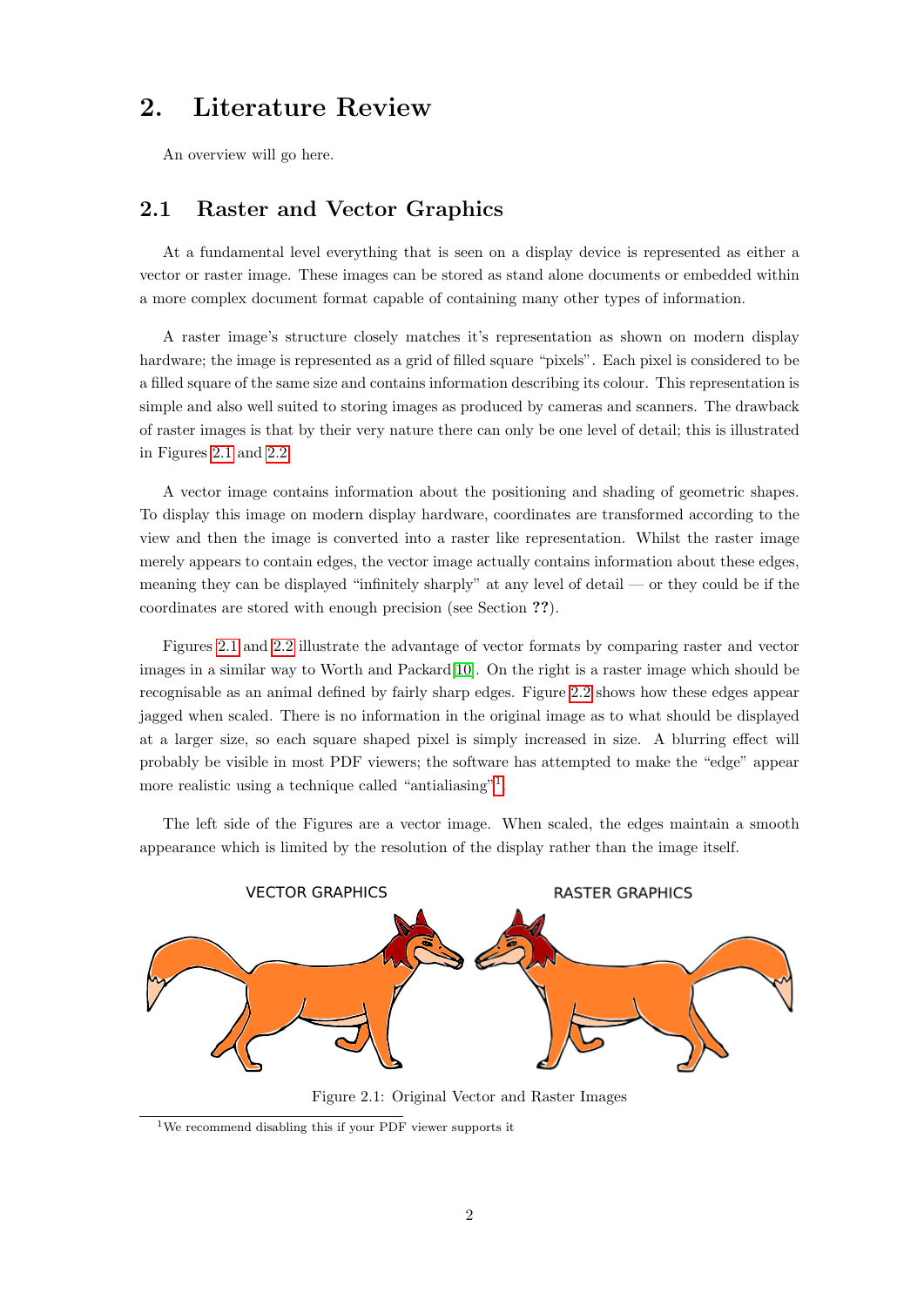# 2. Literature Review

An overview will go here.

## 2.1 Raster and Vector Graphics

At a fundamental level everything that is seen on a display device is represented as either a vector or raster image. These images can be stored as stand alone documents or embedded within a more complex document format capable of containing many other types of information.

A raster image's structure closely matches it's representation as shown on modern display hardware; the image is represented as a grid of filled square "pixels". Each pixel is considered to be a filled square of the same size and contains information describing its colour. This representation is simple and also well suited to storing images as produced by cameras and scanners. The drawback of raster images is that by their very nature there can only be one level of detail; this is illustrated in Figures 2.1 and 2.2.

A vector image contains information about the positioning and shading of geometric shapes. To display this image on modern display hardware, coordinates are transformed according to the view and then the image is converted into a raster like representation. Whilst the raster image merely appears to contain edges, the vector image actually contains information about these edges, meaning they can be displayed "infinitely sharply" at any level of detail — or they could be if the coordinates are stored with enough precision (see Section **??**).

Figures 2.1 and 2.2 illustrate the advantage of vector formats by comparing raster and vector images in a similar way to Worth and Packard[10]. On the right is a raster image which should be recognisable as an animal defined by fairly sharp edges. Figure 2.2 shows how these edges appear jagged when scaled. There is no information in the original image as to what should be displayed at a larger size, so each square shaped pixel is simply increased in size. A blurring effect will probably be visible in most PDF viewers; the software has attempted to make the "edge" appear more realistic using a technique called "antialiasing"[1].

The left side of the Figures are a vector image. When scaled, the edges maintain a smooth appearance which is limited by the resolution of the display rather than the image itself.

VECTOR GRAPHICS RASTER GRAPHICS

Figure 2.1: Original Vector and Raster Images

[1] We recommend disabling this if your PDF viewer supports it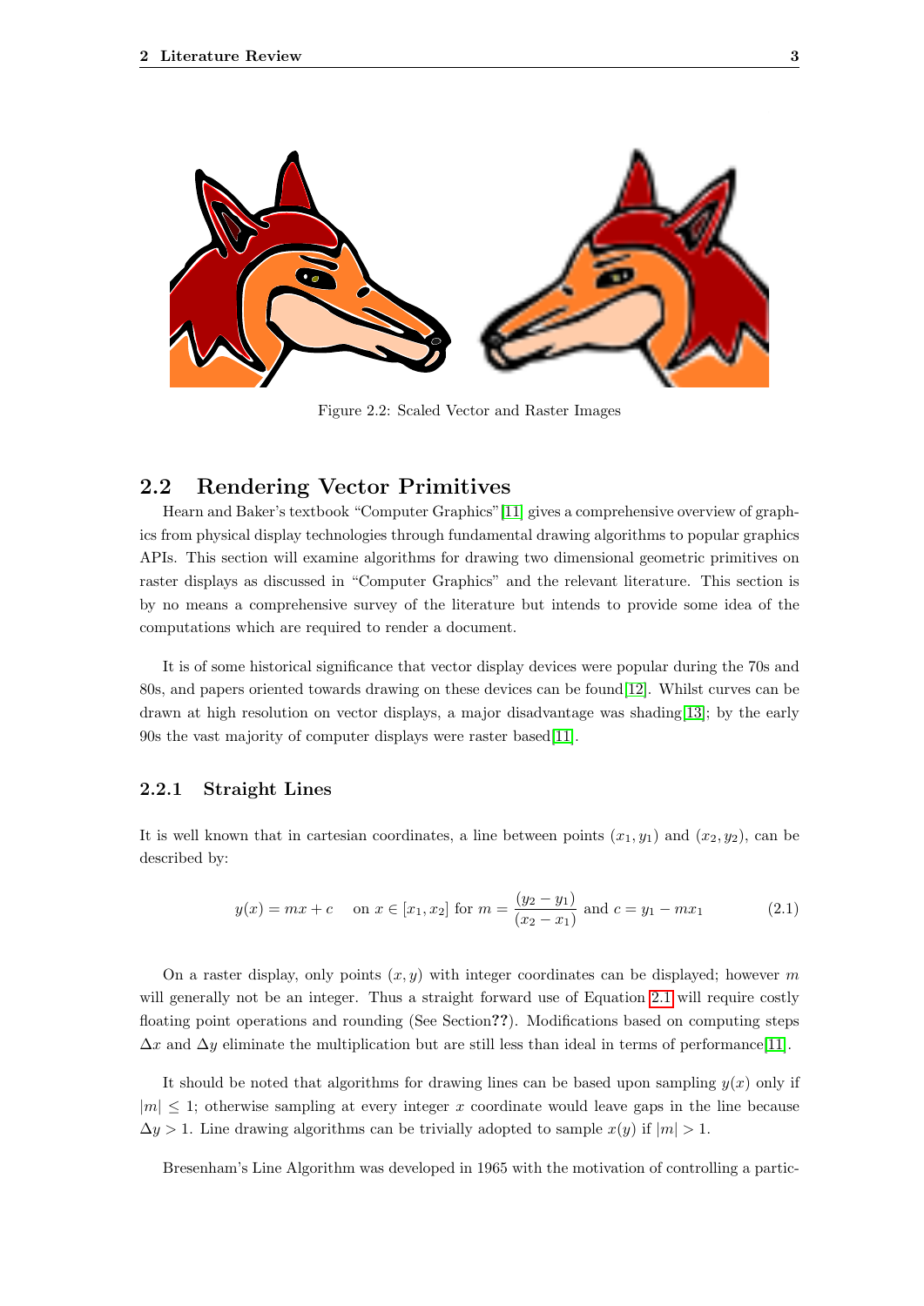Figure 2.2: Scaled Vector and Raster Images

## 2.2 Rendering Vector Primitives

Hearn and Baker's textbook "Computer Graphics"[11] gives a comprehensive overview of graphics from physical display technologies through fundamental drawing algorithms to popular graphics APIs. This section will examine algorithms for drawing two dimensional geometric primitives on raster displays as discussed in "Computer Graphics" and the relevant literature. This section is by no means a comprehensive survey of the literature but intends to provide some idea of the computations which are required to render a document.

It is of some historical significance that vector display devices were popular during the 70s and 80s, and papers oriented towards drawing on these devices can be found[12]. Whilst curves can be drawn at high resolution on vector displays, a major disadvantage was shading[13]; by the early 90s the vast majority of computer displays were raster based[11].

### 2.2.1 Straight Lines

It is well known that in cartesian coordinates, a line between points $(x_1, y_1)$ and $(x_2, y_2)$, can be described by:

$$y(x) = mx + c \quad \text{ on } x \in [x_1, x_2] \text{ for } m = \frac{(y_2 - y_1)}{(x_2 - x_1)} \text{ and } c = y_1 - mx_1 \tag{2.1}$$

On a raster display, only points $(x, y)$ with integer coordinates can be displayed; however $m$ will generally not be an integer. Thus a straight forward use of Equation 2.1 will require costly floating point operations and rounding (See Section**??**). Modifications based on computing steps $\Delta x$ and $\Delta y$ eliminate the multiplication but are still less than ideal in terms of performance[11].

It should be noted that algorithms for drawing lines can be based upon sampling $y(x)$ only if $|m| \leq 1$; otherwise sampling at every integer $x$ coordinate would leave gaps in the line because $\Delta y > 1$. Line drawing algorithms can be trivially adopted to sample $x(y)$ if $|m| > 1$.

Bresenham's Line Algorithm was developed in 1965 with the motivation of controlling a partic-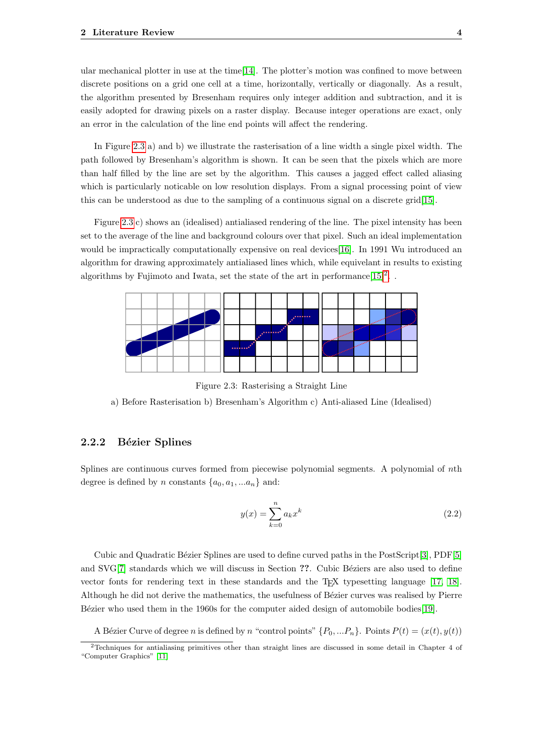ular mechanical plotter in use at the time[14]. The plotter's motion was confined to move between discrete positions on a grid one cell at a time, horizontally, vertically or diagonally. As a result, the algorithm presented by Bresenham requires only integer addition and subtraction, and it is easily adopted for drawing pixels on a raster display. Because integer operations are exact, only an error in the calculation of the line end points will affect the rendering.

In Figure 2.3 a) and b) we illustrate the rasterisation of a line width a single pixel width. The path followed by Bresenham's algorithm is shown. It can be seen that the pixels which are more than half filled by the line are set by the algorithm. This causes a jagged effect called aliasing which is particularly noticable on low resolution displays. From a signal processing point of view this can be understood as due to the sampling of a continuous signal on a discrete grid[15].

Figure 2.3 c) shows an (idealised) antialiased rendering of the line. The pixel intensity has been set to the average of the line and background colours over that pixel. Such an ideal implementation would be impractically computationally expensive on real devices[16]. In 1991 Wu introduced an algorithm for drawing approximately antialiased lines which, while equivelant in results to existing algorithms by Fujimoto and Iwata, set the state of the art in performance[15][2]. .

Figure 2.3: Rasterising a Straight Line

a) Before Rasterisation b) Bresenham's Algorithm c) Anti-aliased Line (Idealised)

### 2.2.2 Bézier Splines

Splines are continuous curves formed from piecewise polynomial segments. A polynomial of $n$th degree is defined by $n$ constants $\{a_0, a_1, ...a_n\}$ and:

$$y(x) = \sum_{k=0}^{n} a_k x^k \tag{2.2}$$

Cubic and Quadratic Bézier Splines are used to define curved paths in the PostScript[3], PDF[5] and SVG[7] standards which we will discuss in Section **??**. Cubic Béziers are also used to define vector fonts for rendering text in these standards and the TEX typesetting language [17, 18]. Although he did not derive the mathematics, the usefulness of Bézier curves was realised by Pierre Bézier who used them in the 1960s for the computer aided design of automobile bodies[19].

A Bézier Curve of degree $n$ is defined by $n$ "control points" $\{P_0, ...P_n\}$. Points $P(t) = (x(t), y(t))$

[2]Techniques for antialiasing primitives other than straight lines are discussed in some detail in Chapter 4 of "Computer Graphics" [11]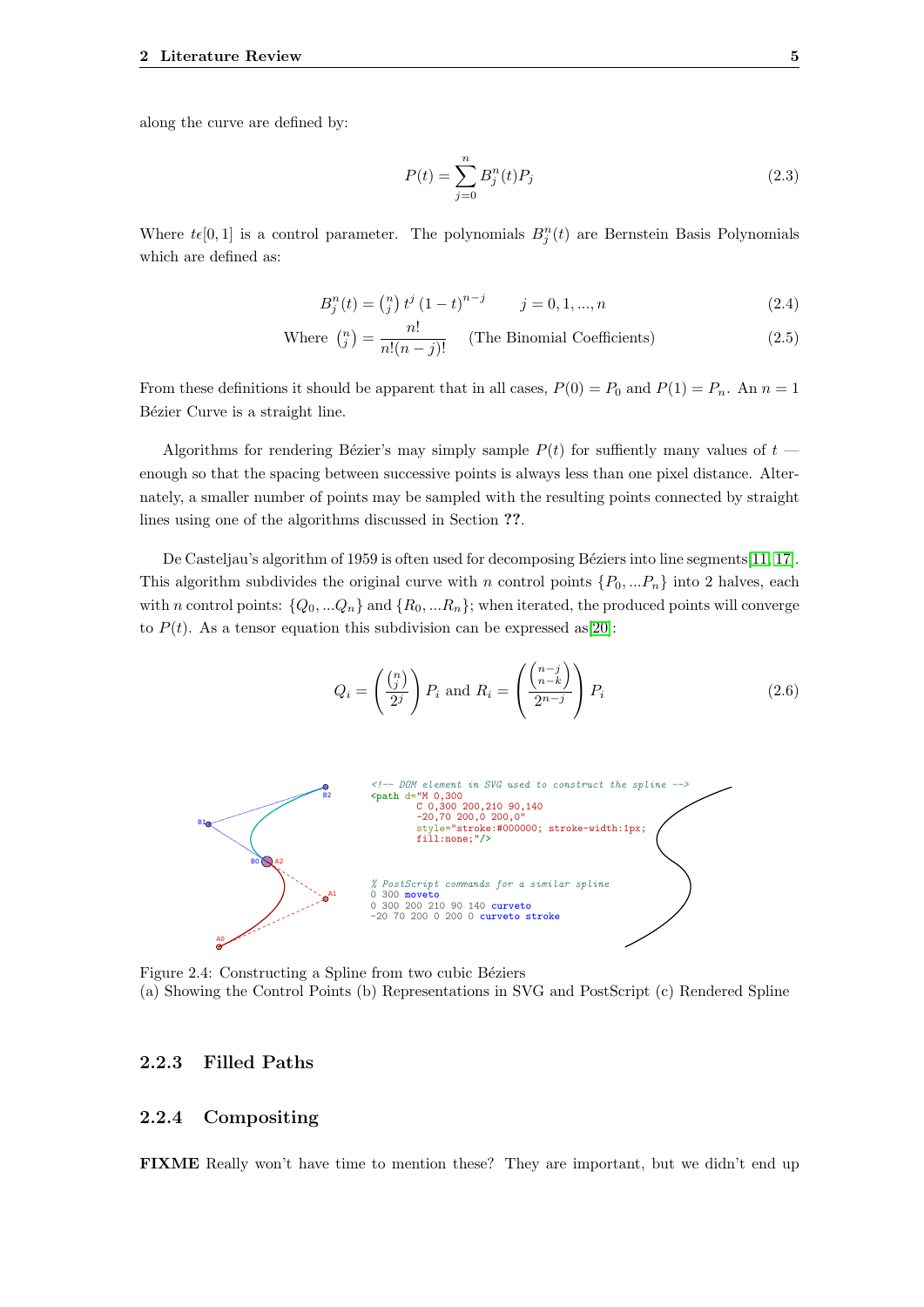along the curve are defined by:

$$P(t) = \sum_{j=0}^{n} B_j^n(t) P_j \tag{2.3}$$

Where $t\epsilon[0,1]$ is a control parameter. The polynomials $B_j^n(t)$ are Bernstein Basis Polynomials which are defined as:

$$B_j^n(t) = \binom{n}{j} t^j (1-t)^{n-j} \qquad j = 0, 1, ..., n \tag{2.4}$$

$$\text{Where } \binom{n}{j} = \frac{n!}{n!(n-j)!} \quad \text{(The Binomial Coefficients)} \tag{2.5}$$

From these definitions it should be apparent that in all cases, $P(0) = P_0$ and $P(1) = P_n$. An $n = 1$ Bézier Curve is a straight line.

Algorithms for rendering Bézier's may simply sample $P(t)$ for suffiently many values of $t$ — enough so that the spacing between successive points is always less than one pixel distance. Alternately, a smaller number of points may be sampled with the resulting points connected by straight lines using one of the algorithms discussed in Section **??**.

De Casteljau's algorithm of 1959 is often used for decomposing Béziers into line segments[11, 17]. This algorithm subdivides the original curve with $n$ control points $\{P_0, ...P_n\}$ into 2 halves, each with $n$ control points: $\{Q_0, ...Q_n\}$ and $\{R_0, ...R_n\}$; when iterated, the produced points will converge to $P(t)$. As a tensor equation this subdivision can be expressed as[20]:

$$Q_i = \left( \frac{\binom{n}{j}}{2^j} \right) P_i \text{ and } R_i = \left( \frac{\binom{n-j}{n-k}}{2^{n-j}} \right) P_i \tag{2.6}$$

```
<!-- DOM element in SVG used to construct the spline -->
<path d="M 0,300
        C 0,300 200,210 90,140
        -20,70 200,0 200,0"
        style="stroke:#000000; stroke-width:1px;
        fill:none;"/>
```

```
% PostScript commands for a similar spline
0 300 moveto
0 300 200 210 90 140 curveto
-20 70 200 0 200 0 curveto stroke
```

Figure 2.4: Constructing a Spline from two cubic Béziers
(a) Showing the Control Points (b) Representations in SVG and PostScript (c) Rendered Spline

### 2.2.3 Filled Paths

### 2.2.4 Compositing

**FIXME** Really won't have time to mention these? They are important, but we didn't end up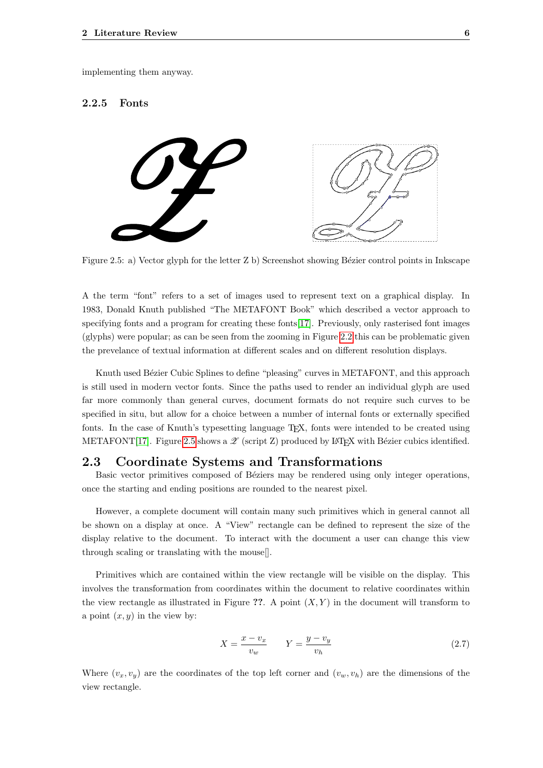implementing them anyway.

### 2.2.5 Fonts

Figure 2.5: a) Vector glyph for the letter Z b) Screenshot showing Bézier control points in Inkscape

A the term "font" refers to a set of images used to represent text on a graphical display. In 1983, Donald Knuth published "The METAFONT Book" which described a vector approach to specifying fonts and a program for creating these fonts[17]. Previously, only rasterised font images (glyphs) were popular; as can be seen from the zooming in Figure 2.2 this can be problematic given the prevelance of textual information at different scales and on different resolution displays.

Knuth used Bézier Cubic Splines to define "pleasing" curves in METAFONT, and this approach is still used in modern vector fonts. Since the paths used to render an individual glyph are used far more commonly than general curves, document formats do not require such curves to be specified in situ, but allow for a choice between a number of internal fonts or externally specified fonts. In the case of Knuth's typesetting language TeX, fonts were intended to be created using METAFONT[17]. Figure 2.5 shows a $\mathscr{Z}$ (script Z) produced by LaTeX with Bézier cubics identified.

## 2.3 Coordinate Systems and Transformations

Basic vector primitives composed of Béziers may be rendered using only integer operations, once the starting and ending positions are rounded to the nearest pixel.

However, a complete document will contain many such primitives which in general cannot all be shown on a display at once. A "View" rectangle can be defined to represent the size of the display relative to the document. To interact with the document a user can change this view through scaling or translating with the mouse[].

Primitives which are contained within the view rectangle will be visible on the display. This involves the transformation from coordinates within the document to relative coordinates within the view rectangle as illustrated in Figure ??. A point $(X, Y)$ in the document will transform to a point $(x, y)$ in the view by:

$$X = \frac{x - v_x}{v_w} \qquad Y = \frac{y - v_y}{v_h} \tag{2.7}$$

Where $(v_x, v_y)$ are the coordinates of the top left corner and $(v_w, v_h)$ are the dimensions of the view rectangle.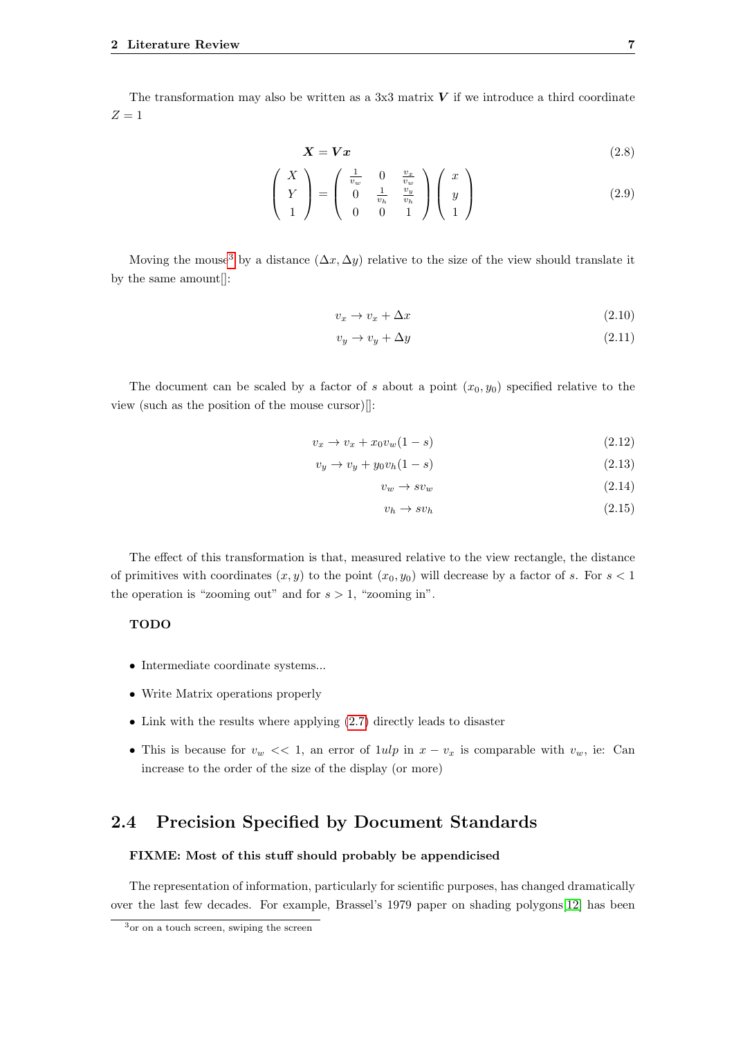The transformation may also be written as a 3x3 matrix $\boldsymbol{V}$ if we introduce a third coordinate $Z = 1$

$$\boldsymbol{X} = \boldsymbol{V}\boldsymbol{x} \tag{2.8}$$

$$\begin{pmatrix} X \\ Y \\ 1 \end{pmatrix} = \begin{pmatrix} \frac{1}{v_w} & 0 & \frac{v_x}{v_w} \\ 0 & \frac{1}{v_h} & \frac{v_y}{v_h} \\ 0 & 0 & 1 \end{pmatrix} \begin{pmatrix} x \\ y \\ 1 \end{pmatrix} \tag{2.9}$$

Moving the mouse[3] by a distance $(\Delta x, \Delta y)$ relative to the size of the view should translate it by the same amount[]:

$$v_x \rightarrow v_x + \Delta x \tag{2.10}$$

$$v_y \rightarrow v_y + \Delta y \tag{2.11}$$

The document can be scaled by a factor of $s$ about a point $(x_0, y_0)$ specified relative to the view (such as the position of the mouse cursor)[]:

$$v_x \rightarrow v_x + x_0 v_w (1 - s) \tag{2.12}$$

$$v_y \rightarrow v_y + y_0 v_h (1 - s) \tag{2.13}$$

$$v_w \rightarrow s v_w \tag{2.14}$$

$$v_h \rightarrow s v_h \tag{2.15}$$

The effect of this transformation is that, measured relative to the view rectangle, the distance of primitives with coordinates $(x, y)$ to the point $(x_0, y_0)$ will decrease by a factor of $s$. For $s < 1$ the operation is "zooming out" and for $s > 1$, "zooming in".

**TODO**

- Intermediate coordinate systems...
- Write Matrix operations properly
- Link with the results where applying (2.7) directly leads to disaster
- This is because for $v_w << 1$, an error of $1ulp$ in $x - v_x$ is comparable with $v_w$, ie: Can increase to the order of the size of the display (or more)

## 2.4 Precision Specified by Document Standards

**FIXME: Most of this stuff should probably be appendicised**

The representation of information, particularly for scientific purposes, has changed dramatically over the last few decades. For example, Brassel's 1979 paper on shading polygons[12] has been

[3] or on a touch screen, swiping the screen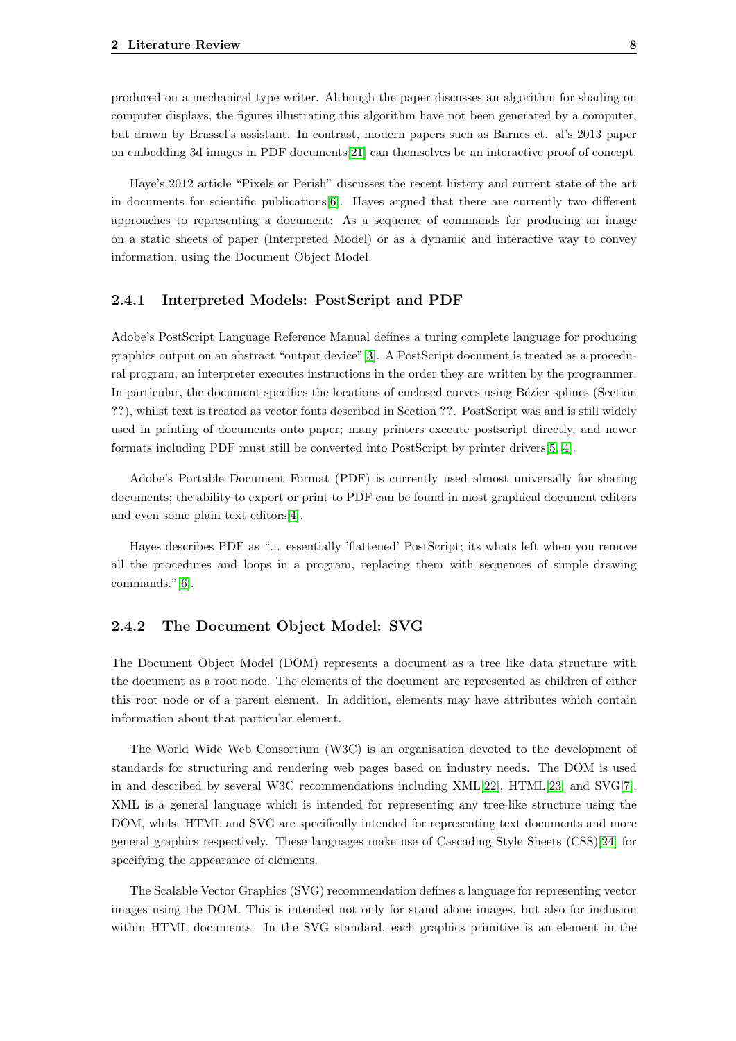produced on a mechanical type writer. Although the paper discusses an algorithm for shading on computer displays, the figures illustrating this algorithm have not been generated by a computer, but drawn by Brassel's assistant. In contrast, modern papers such as Barnes et. al's 2013 paper on embedding 3d images in PDF documents[21] can themselves be an interactive proof of concept.

Haye's 2012 article "Pixels or Perish" discusses the recent history and current state of the art in documents for scientific publications[6]. Hayes argued that there are currently two different approaches to representing a document: As a sequence of commands for producing an image on a static sheets of paper (Interpreted Model) or as a dynamic and interactive way to convey information, using the Document Object Model.

### 2.4.1 Interpreted Models: PostScript and PDF

Adobe's PostScript Language Reference Manual defines a turing complete language for producing graphics output on an abstract "output device"[3]. A PostScript document is treated as a procedural program; an interpreter executes instructions in the order they are written by the programmer. In particular, the document specifies the locations of enclosed curves using Bézier splines (Section **??**), whilst text is treated as vector fonts described in Section **??**. PostScript was and is still widely used in printing of documents onto paper; many printers execute postscript directly, and newer formats including PDF must still be converted into PostScript by printer drivers[5, 4].

Adobe's Portable Document Format (PDF) is currently used almost universally for sharing documents; the ability to export or print to PDF can be found in most graphical document editors and even some plain text editors[4].

Hayes describes PDF as "... essentially 'flattened' PostScript; its whats left when you remove all the procedures and loops in a program, replacing them with sequences of simple drawing commands."[6].

### 2.4.2 The Document Object Model: SVG

The Document Object Model (DOM) represents a document as a tree like data structure with the document as a root node. The elements of the document are represented as children of either this root node or of a parent element. In addition, elements may have attributes which contain information about that particular element.

The World Wide Web Consortium (W3C) is an organisation devoted to the development of standards for structuring and rendering web pages based on industry needs. The DOM is used in and described by several W3C recommendations including XML[22], HTML[23] and SVG[7]. XML is a general language which is intended for representing any tree-like structure using the DOM, whilst HTML and SVG are specifically intended for representing text documents and more general graphics respectively. These languages make use of Cascading Style Sheets (CSS)[24] for specifying the appearance of elements.

The Scalable Vector Graphics (SVG) recommendation defines a language for representing vector images using the DOM. This is intended not only for stand alone images, but also for inclusion within HTML documents. In the SVG standard, each graphics primitive is an element in the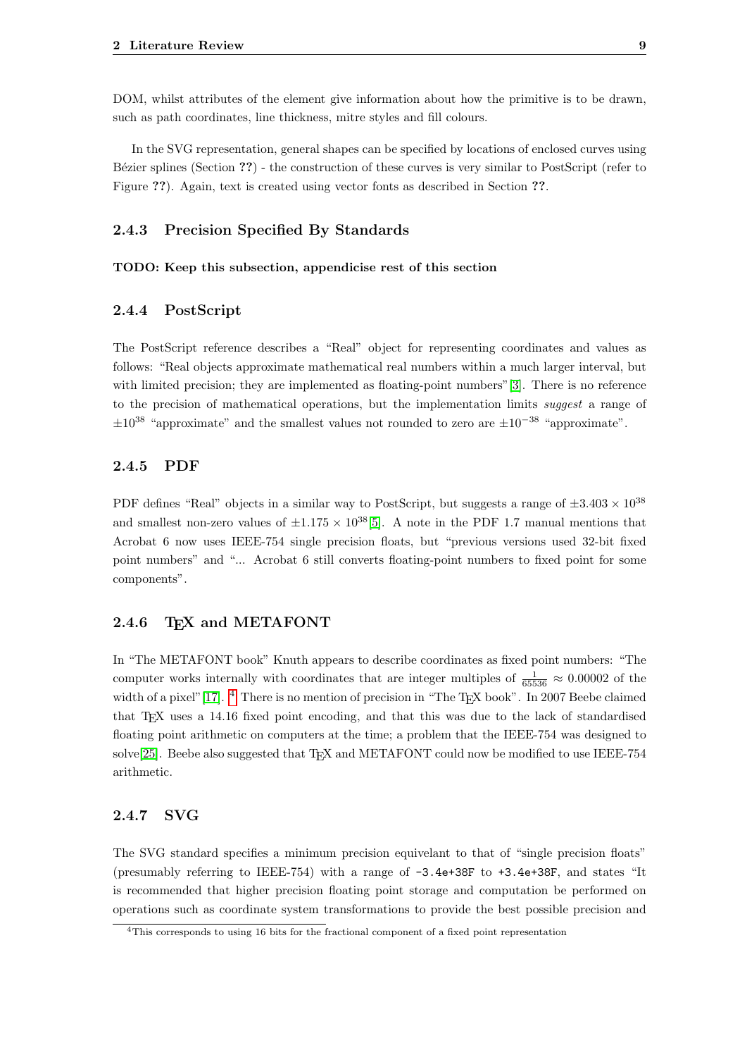DOM, whilst attributes of the element give information about how the primitive is to be drawn, such as path coordinates, line thickness, mitre styles and fill colours.

In the SVG representation, general shapes can be specified by locations of enclosed curves using Bézier splines (Section **??**) - the construction of these curves is very similar to PostScript (refer to Figure **??**). Again, text is created using vector fonts as described in Section **??**.

### 2.4.3 Precision Specified By Standards

**TODO: Keep this subsection, appendicise rest of this section**

### 2.4.4 PostScript

The PostScript reference describes a "Real" object for representing coordinates and values as follows: "Real objects approximate mathematical real numbers within a much larger interval, but with limited precision; they are implemented as floating-point numbers"[3]. There is no reference to the precision of mathematical operations, but the implementation limits *suggest* a range of $\pm 10^{38}$ "approximate" and the smallest values not rounded to zero are $\pm 10^{-38}$ "approximate".

### 2.4.5 PDF

PDF defines "Real" objects in a similar way to PostScript, but suggests a range of $\pm 3.403 \times 10^{38}$ and smallest non-zero values of $\pm 1.175 \times 10^{38}$[5]. A note in the PDF 1.7 manual mentions that Acrobat 6 now uses IEEE-754 single precision floats, but "previous versions used 32-bit fixed point numbers" and "... Acrobat 6 still converts floating-point numbers to fixed point for some components".

### 2.4.6 TEX and METAFONT

In "The METAFONT book" Knuth appears to describe coordinates as fixed point numbers: "The computer works internally with coordinates that are integer multiples of $\frac{1}{65536} \approx 0.00002$ of the width of a pixel"[17]. [4] There is no mention of precision in "The TEX book". In 2007 Beebe claimed that TEX uses a 14.16 fixed point encoding, and that this was due to the lack of standardised floating point arithmetic on computers at the time; a problem that the IEEE-754 was designed to solve[25]. Beebe also suggested that TEX and METAFONT could now be modified to use IEEE-754 arithmetic.

### 2.4.7 SVG

The SVG standard specifies a minimum precision equivelant to that of "single precision floats" (presumably referring to IEEE-754) with a range of `-3.4e+38F` to `+3.4e+38F`, and states "It is recommended that higher precision floating point storage and computation be performed on operations such as coordinate system transformations to provide the best possible precision and

[4] This corresponds to using 16 bits for the fractional component of a fixed point representation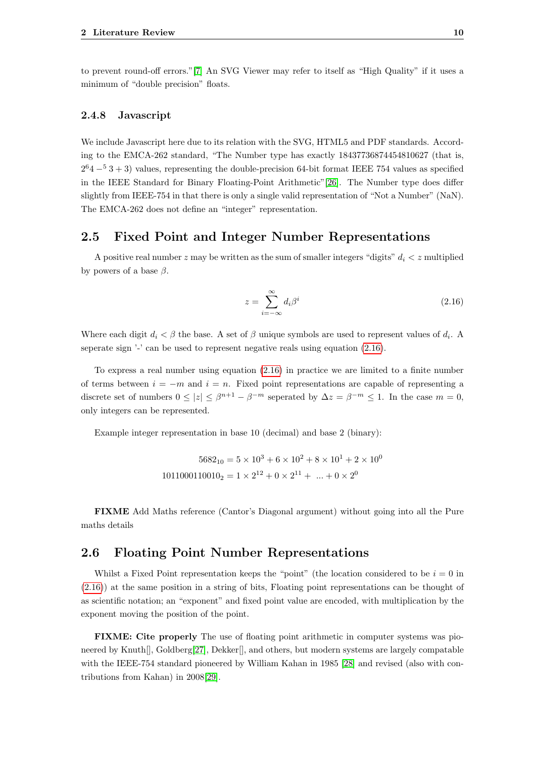to prevent round-off errors."[7] An SVG Viewer may refer to itself as "High Quality" if it uses a minimum of "double precision" floats.

### 2.4.8 Javascript

We include Javascript here due to its relation with the SVG, HTML5 and PDF standards. According to the EMCA-262 standard, "The Number type has exactly 18437736874454810627 (that is, $2^64 -^5 3 + 3$) values, representing the double-precision 64-bit format IEEE 754 values as specified in the IEEE Standard for Binary Floating-Point Arithmetic"[26]. The Number type does differ slightly from IEEE-754 in that there is only a single valid representation of "Not a Number" (NaN). The EMCA-262 does not define an "integer" representation.

## 2.5 Fixed Point and Integer Number Representations

A positive real number $z$ may be written as the sum of smaller integers "digits" $d_i < z$ multiplied by powers of a base $\beta$.

$$z = \sum_{i=-\infty}^{\infty} d_i \beta^i \tag{2.16}$$

Where each digit $d_i < \beta$ the base. A set of $\beta$ unique symbols are used to represent values of $d_i$. A seperate sign '-' can be used to represent negative reals using equation (2.16).

To express a real number using equation (2.16) in practice we are limited to a finite number of terms between $i = -m$ and $i = n$. Fixed point representations are capable of representing a discrete set of numbers $0 \leq |z| \leq \beta^{n+1} - \beta^{-m}$ seperated by $\Delta z = \beta^{-m} \leq 1$. In the case $m = 0$, only integers can be represented.

Example integer representation in base 10 (decimal) and base 2 (binary):

$$5682_{10} = 5 \times 10^3 + 6 \times 10^2 + 8 \times 10^1 + 2 \times 10^0$$
$$1011000110010_2 = 1 \times 2^{12} + 0 \times 2^{11} + \ ... + 0 \times 2^0$$

**FIXME** Add Maths reference (Cantor's Diagonal argument) without going into all the Pure maths details

## 2.6 Floating Point Number Representations

Whilst a Fixed Point representation keeps the "point" (the location considered to be $i = 0$ in (2.16)) at the same position in a string of bits, Floating point representations can be thought of as scientific notation; an "exponent" and fixed point value are encoded, with multiplication by the exponent moving the position of the point.

**FIXME: Cite properly** The use of floating point arithmetic in computer systems was pioneered by Knuth[], Goldberg[27], Dekker[], and others, but modern systems are largely compatable with the IEEE-754 standard pioneered by William Kahan in 1985 [28] and revised (also with contributions from Kahan) in 2008[29].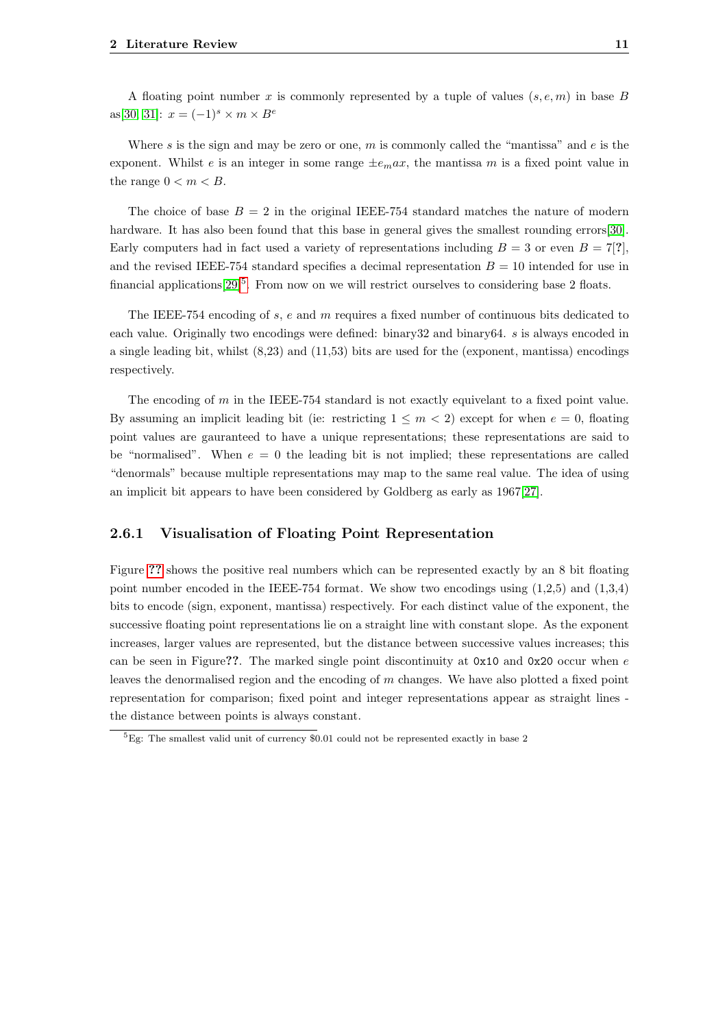A floating point number $x$ is commonly represented by a tuple of values $(s, e, m)$ in base $B$ as[30, 31]: $x = (-1)^s \times m \times B^e$

Where $s$ is the sign and may be zero or one, $m$ is commonly called the "mantissa" and $e$ is the exponent. Whilst $e$ is an integer in some range $\pm e_max$, the mantissa $m$ is a fixed point value in the range $0 < m < B$.

The choice of base $B = 2$ in the original IEEE-754 standard matches the nature of modern hardware. It has also been found that this base in general gives the smallest rounding errors[30]. Early computers had in fact used a variety of representations including $B = 3$ or even $B = 7$[**?**], and the revised IEEE-754 standard specifies a decimal representation $B = 10$ intended for use in financial applications[29][5]. From now on we will restrict ourselves to considering base 2 floats.

The IEEE-754 encoding of $s$, $e$ and $m$ requires a fixed number of continuous bits dedicated to each value. Originally two encodings were defined: binary32 and binary64. $s$ is always encoded in a single leading bit, whilst (8,23) and (11,53) bits are used for the (exponent, mantissa) encodings respectively.

The encoding of $m$ in the IEEE-754 standard is not exactly equivelant to a fixed point value. By assuming an implicit leading bit (ie: restricting $1 \leq m < 2$) except for when $e = 0$, floating point values are gauranteed to have a unique representations; these representations are said to be "normalised". When $e = 0$ the leading bit is not implied; these representations are called "denormals" because multiple representations may map to the same real value. The idea of using an implicit bit appears to have been considered by Goldberg as early as 1967[27].

### 2.6.1 Visualisation of Floating Point Representation

Figure **??** shows the positive real numbers which can be represented exactly by an 8 bit floating point number encoded in the IEEE-754 format. We show two encodings using (1,2,5) and (1,3,4) bits to encode (sign, exponent, mantissa) respectively. For each distinct value of the exponent, the successive floating point representations lie on a straight line with constant slope. As the exponent increases, larger values are represented, but the distance between successive values increases; this can be seen in Figure**??**. The marked single point discontinuity at `0x10` and `0x20` occur when $e$ leaves the denormalised region and the encoding of $m$ changes. We have also plotted a fixed point representation for comparison; fixed point and integer representations appear as straight lines - the distance between points is always constant.

---

[5] Eg: The smallest valid unit of currency \$0.01 could not be represented exactly in base 2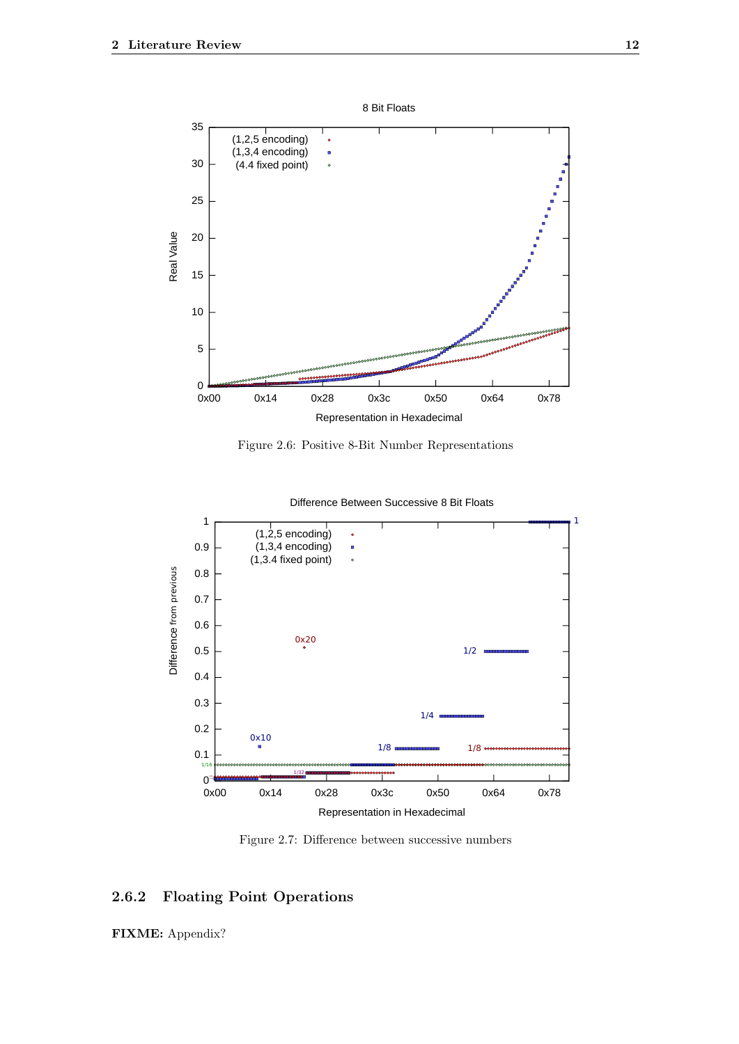Figure 2.6: Positive 8-Bit Number Representations

Figure 2.7: Difference between successive numbers

### 2.6.2 Floating Point Operations

**FIXME:** Appendix?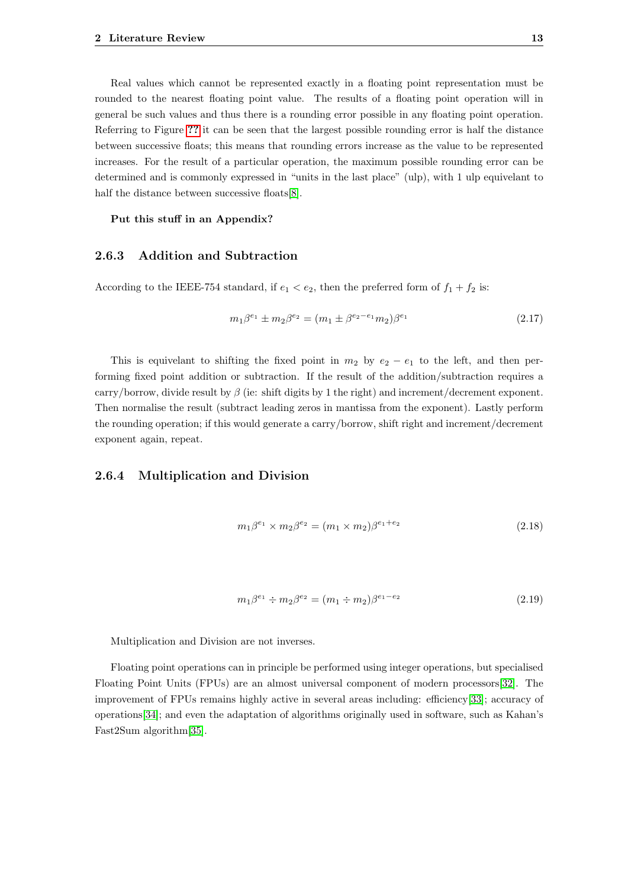Real values which cannot be represented exactly in a floating point representation must be rounded to the nearest floating point value. The results of a floating point operation will in general be such values and thus there is a rounding error possible in any floating point operation. Referring to Figure ?? it can be seen that the largest possible rounding error is half the distance between successive floats; this means that rounding errors increase as the value to be represented increases. For the result of a particular operation, the maximum possible rounding error can be determined and is commonly expressed in "units in the last place" (ulp), with 1 ulp equivelant to half the distance between successive floats[8].

**Put this stuff in an Appendix?**

### 2.6.3 Addition and Subtraction

According to the IEEE-754 standard, if $e_1 < e_2$, then the preferred form of $f_1 + f_2$ is:

$$m_1\beta^{e_1} \pm m_2\beta^{e_2} = (m_1 \pm \beta^{e_2 - e_1} m_2)\beta^{e_1} \tag{2.17}$$

This is equivelant to shifting the fixed point in $m_2$ by $e_2 - e_1$ to the left, and then performing fixed point addition or subtraction. If the result of the addition/subtraction requires a carry/borrow, divide result by $\beta$ (ie: shift digits by 1 the right) and increment/decrement exponent. Then normalise the result (subtract leading zeros in mantissa from the exponent). Lastly perform the rounding operation; if this would generate a carry/borrow, shift right and increment/decrement exponent again, repeat.

### 2.6.4 Multiplication and Division

$$m_1\beta^{e_1} \times m_2\beta^{e_2} = (m_1 \times m_2)\beta^{e_1 + e_2} \tag{2.18}$$

$$m_1\beta^{e_1} \div m_2\beta^{e_2} = (m_1 \div m_2)\beta^{e_1 - e_2} \tag{2.19}$$

Multiplication and Division are not inverses.

Floating point operations can in principle be performed using integer operations, but specialised Floating Point Units (FPUs) are an almost universal component of modern processors[32]. The improvement of FPUs remains highly active in several areas including: efficiency[33]; accuracy of operations[34]; and even the adaptation of algorithms originally used in software, such as Kahan's Fast2Sum algorithm[35].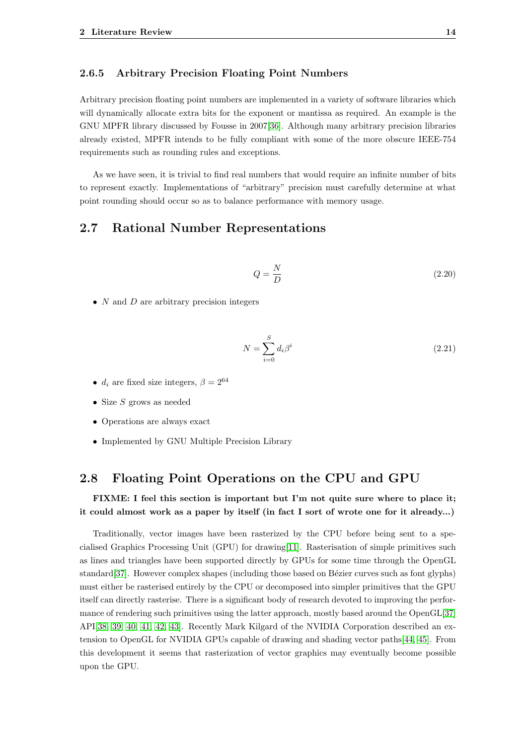### 2.6.5 Arbitrary Precision Floating Point Numbers

Arbitrary precision floating point numbers are implemented in a variety of software libraries which will dynamically allocate extra bits for the exponent or mantissa as required. An example is the GNU MPFR library discussed by Fousse in 2007[36]. Although many arbitrary precision libraries already existed, MPFR intends to be fully compliant with some of the more obscure IEEE-754 requirements such as rounding rules and exceptions.

As we have seen, it is trivial to find real numbers that would require an infinite number of bits to represent exactly. Implementations of "arbitrary" precision must carefully determine at what point rounding should occur so as to balance performance with memory usage.

## 2.7 Rational Number Representations

$$Q = \frac{N}{D} \tag{2.20}$$

- $N$ and $D$ are arbitrary precision integers

$$N = \sum_{i=0}^{S} d_i \beta^i \tag{2.21}$$

- $d_i$ are fixed size integers, $\beta = 2^{64}$
- Size $S$ grows as needed
- Operations are always exact
- Implemented by GNU Multiple Precision Library

## 2.8 Floating Point Operations on the CPU and GPU

**FIXME: I feel this section is important but I'm not quite sure where to place it; it could almost work as a paper by itself (in fact I sort of wrote one for it already...)**

Traditionally, vector images have been rasterized by the CPU before being sent to a specialised Graphics Processing Unit (GPU) for drawing[11]. Rasterisation of simple primitives such as lines and triangles have been supported directly by GPUs for some time through the OpenGL standard[37]. However complex shapes (including those based on Bézier curves such as font glyphs) must either be rasterised entirely by the CPU or decomposed into simpler primitives that the GPU itself can directly rasterise. There is a significant body of research devoted to improving the performance of rendering such primitives using the latter approach, mostly based around the OpenGL[37] API[38, 39, 40, 41, 42, 43]. Recently Mark Kilgard of the NVIDIA Corporation described an extension to OpenGL for NVIDIA GPUs capable of drawing and shading vector paths[44, 45]. From this development it seems that rasterization of vector graphics may eventually become possible upon the GPU.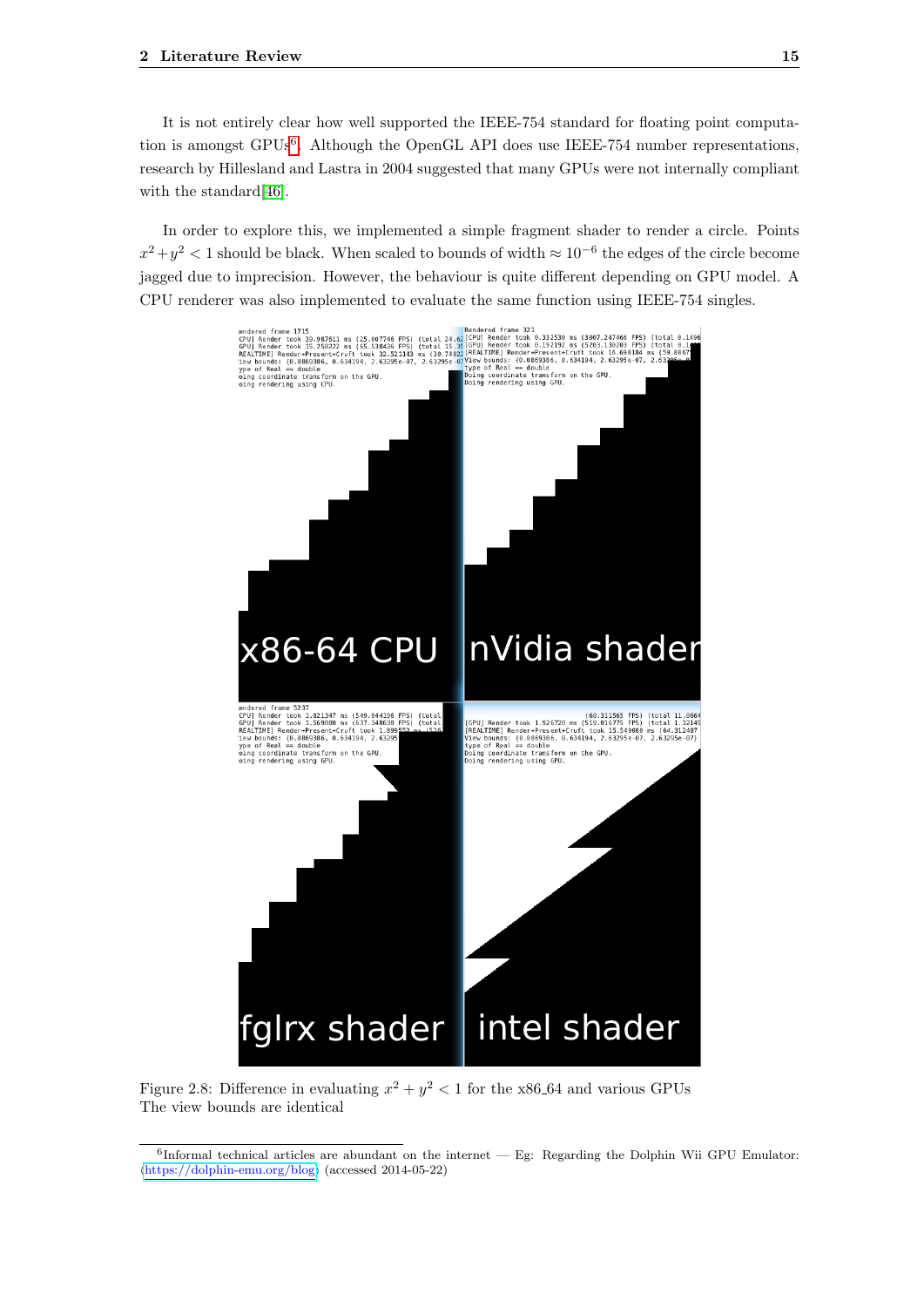It is not entirely clear how well supported the IEEE-754 standard for floating point computation is amongst GPUs[6]. Although the OpenGL API does use IEEE-754 number representations, research by Hillesland and Lastra in 2004 suggested that many GPUs were not internally compliant with the standard[46].

In order to explore this, we implemented a simple fragment shader to render a circle. Points $x^2+y^2 < 1$ should be black. When scaled to bounds of width $\approx 10^{-6}$ the edges of the circle become jagged due to imprecision. However, the behaviour is quite different depending on GPU model. A CPU renderer was also implemented to evaluate the same function using IEEE-754 singles.

Figure 2.8: Difference in evaluating $x^2 + y^2 < 1$ for the x86_64 and various GPUs
The view bounds are identical

[6] Informal technical articles are abundant on the internet — Eg: Regarding the Dolphin Wii GPU Emulator: ⟨https://dolphin-emu.org/blog⟩ (accessed 2014-05-22)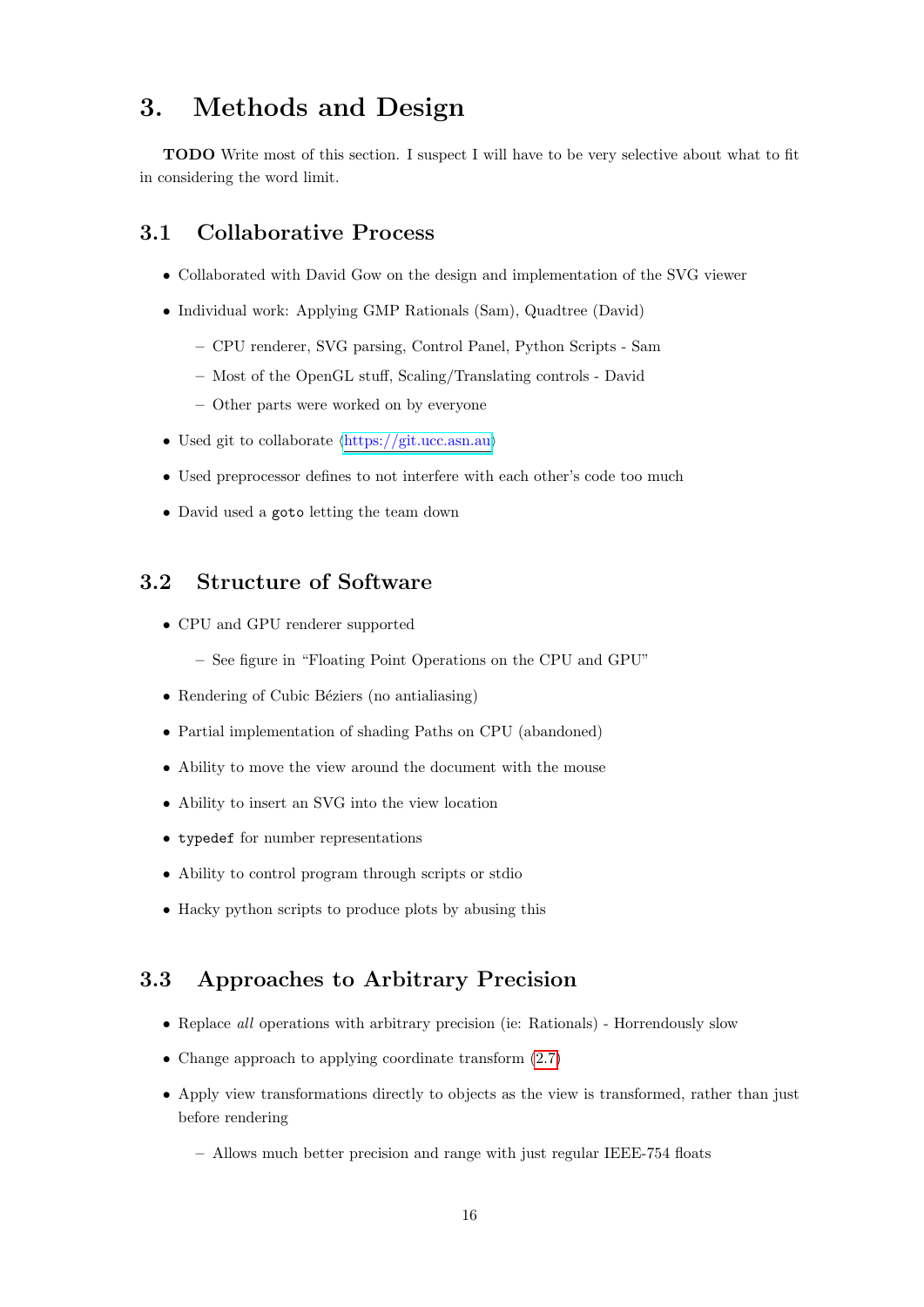# 3. Methods and Design

**TODO** Write most of this section. I suspect I will have to be very selective about what to fit in considering the word limit.

## 3.1 Collaborative Process

- Collaborated with David Gow on the design and implementation of the SVG viewer
- Individual work: Applying GMP Rationals (Sam), Quadtree (David)
  - CPU renderer, SVG parsing, Control Panel, Python Scripts - Sam
  - Most of the OpenGL stuff, Scaling/Translating controls - David
  - Other parts were worked on by everyone
- Used git to collaborate ⟨https://git.ucc.asn.au⟩
- Used preprocessor defines to not interfere with each other's code too much
- David used a `goto` letting the team down

## 3.2 Structure of Software

- CPU and GPU renderer supported
  - See figure in "Floating Point Operations on the CPU and GPU"
- Rendering of Cubic Béziers (no antialiasing)
- Partial implementation of shading Paths on CPU (abandoned)
- Ability to move the view around the document with the mouse
- Ability to insert an SVG into the view location
- `typedef` for number representations
- Ability to control program through scripts or stdio
- Hacky python scripts to produce plots by abusing this

## 3.3 Approaches to Arbitrary Precision

- Replace *all* operations with arbitrary precision (ie: Rationals) - Horrendously slow
- Change approach to applying coordinate transform (2.7)
- Apply view transformations directly to objects as the view is transformed, rather than just before rendering
  - Allows much better precision and range with just regular IEEE-754 floats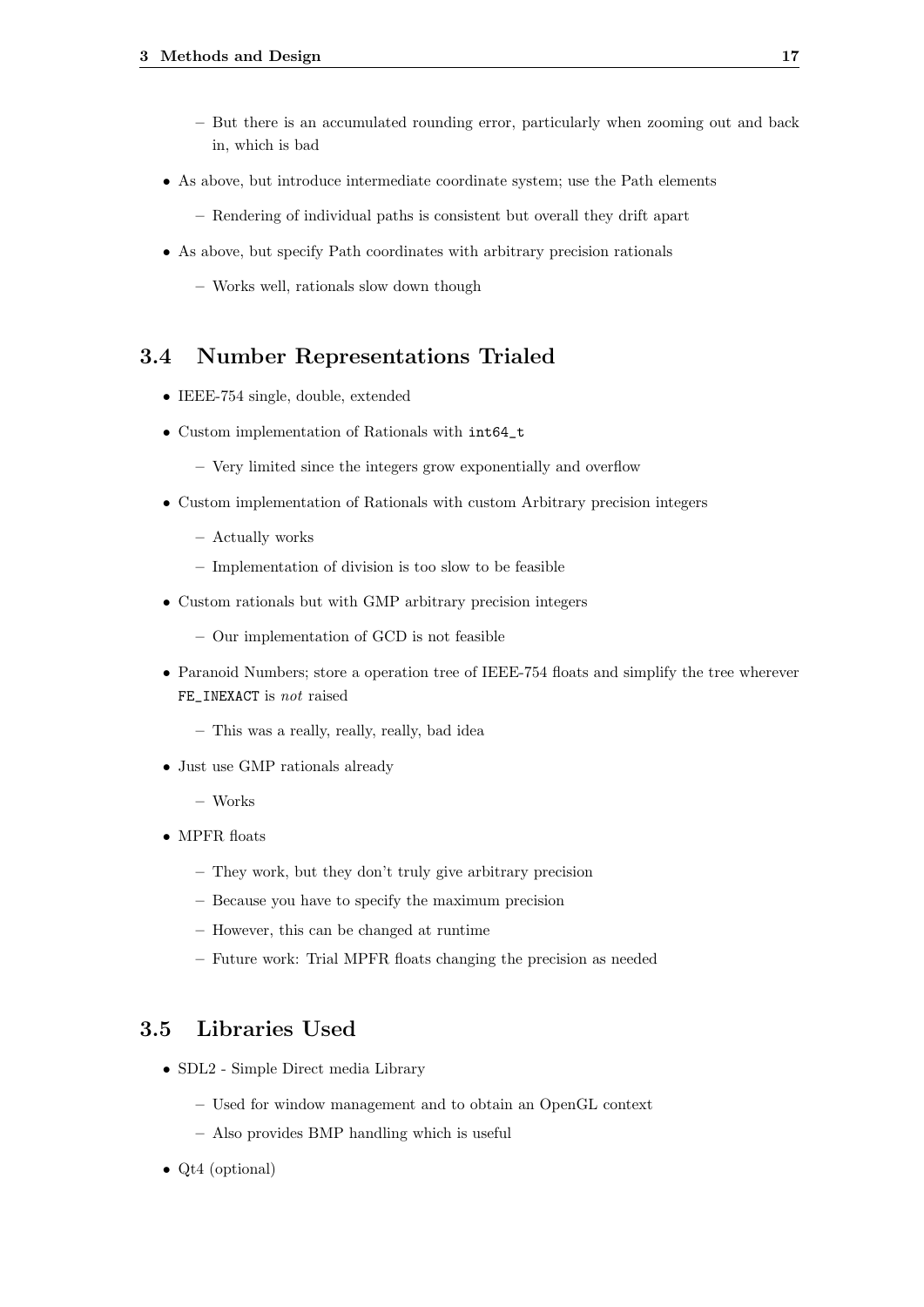- But there is an accumulated rounding error, particularly when zooming out and back in, which is bad
- As above, but introduce intermediate coordinate system; use the Path elements
  - Rendering of individual paths is consistent but overall they drift apart
- As above, but specify Path coordinates with arbitrary precision rationals
  - Works well, rationals slow down though

## 3.4 Number Representations Trialed

- IEEE-754 single, double, extended
- Custom implementation of Rationals with `int64_t`
  - Very limited since the integers grow exponentially and overflow
- Custom implementation of Rationals with custom Arbitrary precision integers
  - Actually works
  - Implementation of division is too slow to be feasible
- Custom rationals but with GMP arbitrary precision integers
  - Our implementation of GCD is not feasible
- Paranoid Numbers; store a operation tree of IEEE-754 floats and simplify the tree wherever `FE_INEXACT` is *not* raised
  - This was a really, really, really, bad idea
- Just use GMP rationals already
  - Works
- MPFR floats
  - They work, but they don't truly give arbitrary precision
  - Because you have to specify the maximum precision
  - However, this can be changed at runtime
  - Future work: Trial MPFR floats changing the precision as needed

## 3.5 Libraries Used

- SDL2 - Simple Direct media Library
  - Used for window management and to obtain an OpenGL context
  - Also provides BMP handling which is useful
- Qt4 (optional)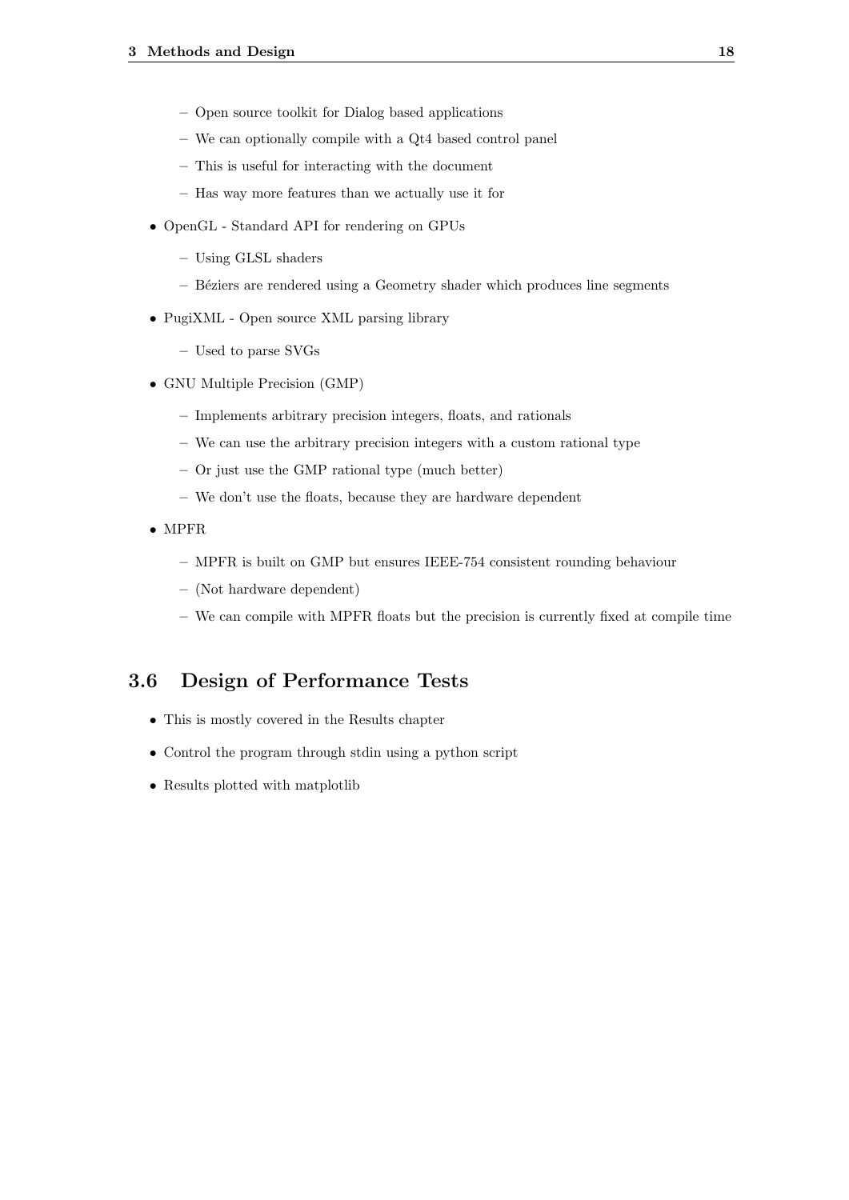- Open source toolkit for Dialog based applications
  - We can optionally compile with a Qt4 based control panel
  - This is useful for interacting with the document
  - Has way more features than we actually use it for
- OpenGL - Standard API for rendering on GPUs
  - Using GLSL shaders
  - Béziers are rendered using a Geometry shader which produces line segments
- PugiXML - Open source XML parsing library
  - Used to parse SVGs
- GNU Multiple Precision (GMP)
  - Implements arbitrary precision integers, floats, and rationals
  - We can use the arbitrary precision integers with a custom rational type
  - Or just use the GMP rational type (much better)
  - We don't use the floats, because they are hardware dependent
- MPFR
  - MPFR is built on GMP but ensures IEEE-754 consistent rounding behaviour
  - (Not hardware dependent)
  - We can compile with MPFR floats but the precision is currently fixed at compile time

## 3.6 Design of Performance Tests

- This is mostly covered in the Results chapter
- Control the program through stdin using a python script
- Results plotted with matplotlib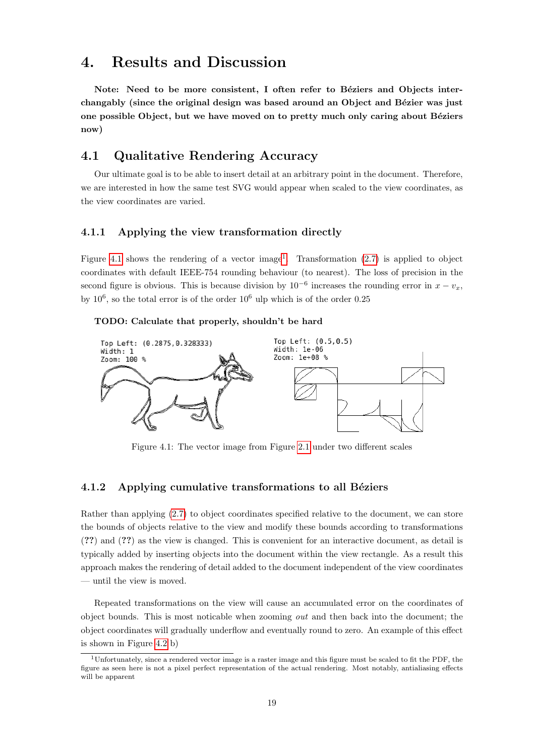# 4. Results and Discussion

**Note: Need to be more consistent, I often refer to Béziers and Objects interchangably (since the original design was based around an Object and Bézier was just one possible Object, but we have moved on to pretty much only caring about Béziers now)**

## 4.1 Qualitative Rendering Accuracy

Our ultimate goal is to be able to insert detail at an arbitrary point in the document. Therefore, we are interested in how the same test SVG would appear when scaled to the view coordinates, as the view coordinates are varied.

### 4.1.1 Applying the view transformation directly

Figure 4.1 shows the rendering of a vector image[1]. Transformation (2.7) is applied to object coordinates with default IEEE-754 rounding behaviour (to nearest). The loss of precision in the second figure is obvious. This is because division by $10^{-6}$ increases the rounding error in $x - v_x$, by $10^6$, so the total error is of the order $10^6$ ulp which is of the order 0.25

**TODO: Calculate that properly, shouldn't be hard**

Top Left: (0.2875,0.328333)
Width: 1
Zoom: 100 %

Top Left: (0.5,0.5)
Width: 1e-06
Zoom: 1e+08 %

Figure 4.1: The vector image from Figure 2.1 under two different scales

### 4.1.2 Applying cumulative transformations to all Béziers

Rather than applying (2.7) to object coordinates specified relative to the document, we can store the bounds of objects relative to the view and modify these bounds according to transformations (**??**) and (**??**) as the view is changed. This is convenient for an interactive document, as detail is typically added by inserting objects into the document within the view rectangle. As a result this approach makes the rendering of detail added to the document independent of the view coordinates — until the view is moved.

Repeated transformations on the view will cause an accumulated error on the coordinates of object bounds. This is most noticable when zooming *out* and then back into the document; the object coordinates will gradually underflow and eventually round to zero. An example of this effect is shown in Figure 4.2 b)

[1] Unfortunately, since a rendered vector image is a raster image and this figure must be scaled to fit the PDF, the figure as seen here is not a pixel perfect representation of the actual rendering. Most notably, antialiasing effects will be apparent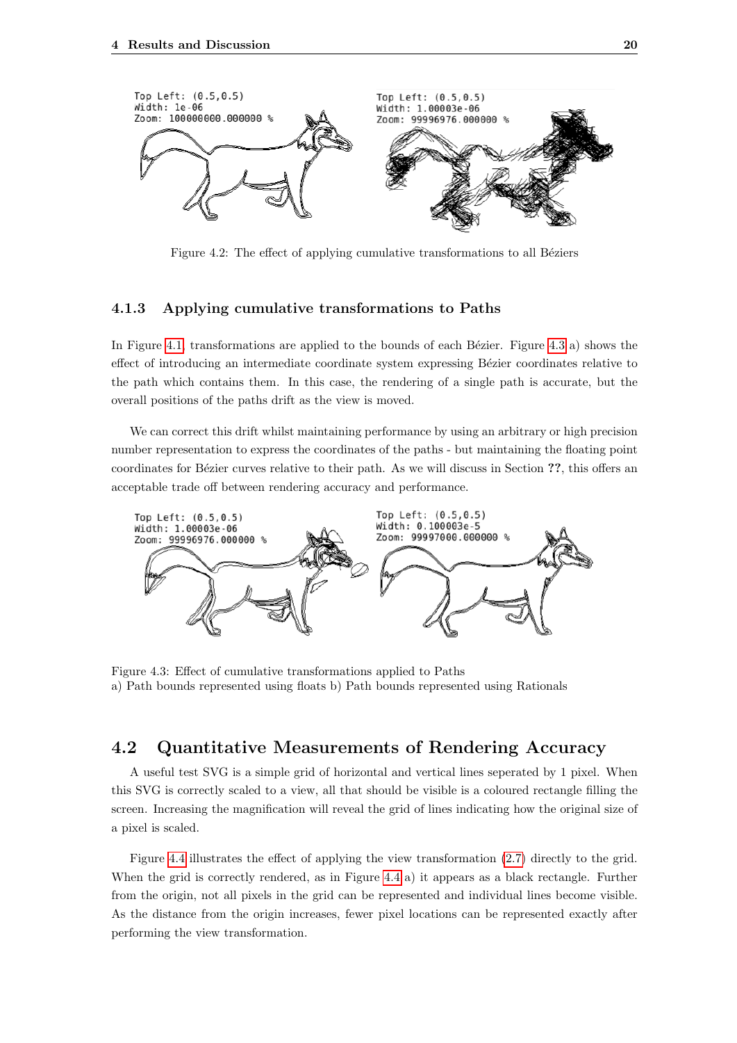Figure 4.2: The effect of applying cumulative transformations to all Béziers

### 4.1.3 Applying cumulative transformations to Paths

In Figure 4.1, transformations are applied to the bounds of each Bézier. Figure 4.3 a) shows the effect of introducing an intermediate coordinate system expressing Bézier coordinates relative to the path which contains them. In this case, the rendering of a single path is accurate, but the overall positions of the paths drift as the view is moved.

We can correct this drift whilst maintaining performance by using an arbitrary or high precision number representation to express the coordinates of the paths - but maintaining the floating point coordinates for Bézier curves relative to their path. As we will discuss in Section **??**, this offers an acceptable trade off between rendering accuracy and performance.

Figure 4.3: Effect of cumulative transformations applied to Paths
a) Path bounds represented using floats b) Path bounds represented using Rationals

## 4.2 Quantitative Measurements of Rendering Accuracy

A useful test SVG is a simple grid of horizontal and vertical lines seperated by 1 pixel. When this SVG is correctly scaled to a view, all that should be visible is a coloured rectangle filling the screen. Increasing the magnification will reveal the grid of lines indicating how the original size of a pixel is scaled.

Figure 4.4 illustrates the effect of applying the view transformation (2.7) directly to the grid. When the grid is correctly rendered, as in Figure 4.4 a) it appears as a black rectangle. Further from the origin, not all pixels in the grid can be represented and individual lines become visible. As the distance from the origin increases, fewer pixel locations can be represented exactly after performing the view transformation.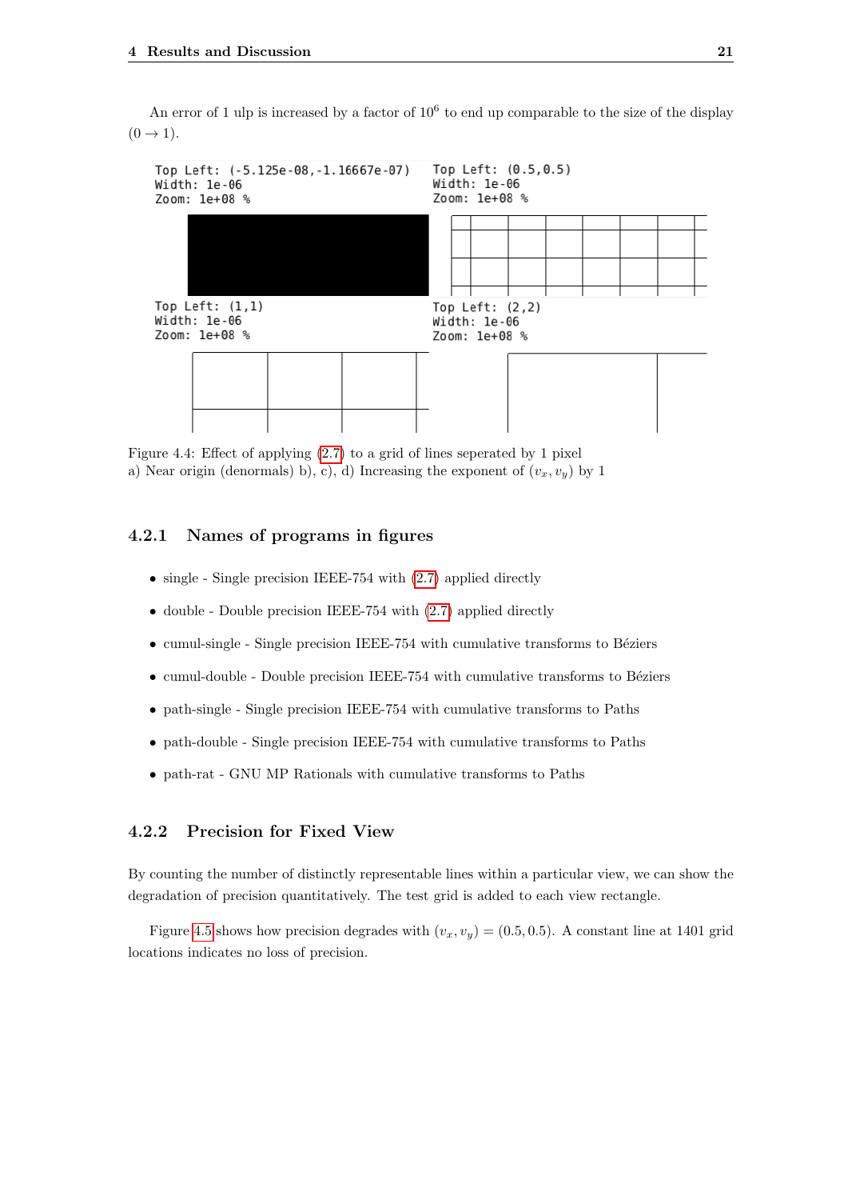An error of 1 ulp is increased by a factor of $10^6$ to end up comparable to the size of the display $(0 \to 1)$.

```
Top Left: (-5.125e-08,-1.16667e-07)
Width: 1e-06
Zoom: 1e+08 %
```

```
Top Left: (0.5,0.5)
Width: 1e-06
Zoom: 1e+08 %
```

```
Top Left: (1,1)
Width: 1e-06
Zoom: 1e+08 %
```

```
Top Left: (2,2)
Width: 1e-06
Zoom: 1e+08 %
```

Figure 4.4: Effect of applying (2.7) to a grid of lines seperated by 1 pixel
a) Near origin (denormals) b), c), d) Increasing the exponent of $(v_x, v_y)$ by 1

### 4.2.1 Names of programs in figures

- single - Single precision IEEE-754 with (2.7) applied directly
- double - Double precision IEEE-754 with (2.7) applied directly
- cumul-single - Single precision IEEE-754 with cumulative transforms to Béziers
- cumul-double - Double precision IEEE-754 with cumulative transforms to Béziers
- path-single - Single precision IEEE-754 with cumulative transforms to Paths
- path-double - Single precision IEEE-754 with cumulative transforms to Paths
- path-rat - GNU MP Rationals with cumulative transforms to Paths

### 4.2.2 Precision for Fixed View

By counting the number of distinctly representable lines within a particular view, we can show the degradation of precision quantitatively. The test grid is added to each view rectangle.

Figure 4.5 shows how precision degrades with $(v_x, v_y) = (0.5, 0.5)$. A constant line at 1401 grid locations indicates no loss of precision.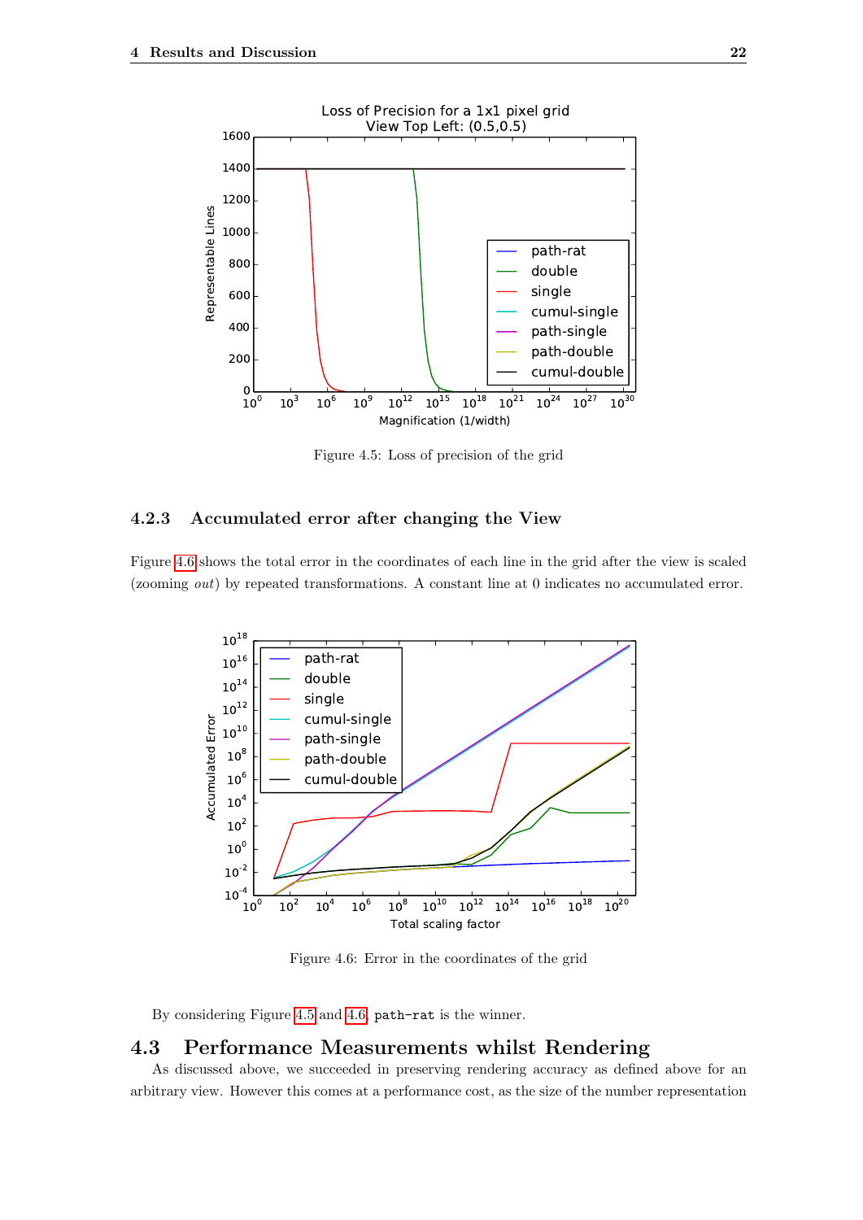Figure 4.5: Loss of precision of the grid

### 4.2.3 Accumulated error after changing the View

Figure 4.6 shows the total error in the coordinates of each line in the grid after the view is scaled (zooming *out*) by repeated transformations. A constant line at 0 indicates no accumulated error.

Figure 4.6: Error in the coordinates of the grid

By considering Figure 4.5 and 4.6, `path-rat` is the winner.

## 4.3 Performance Measurements whilst Rendering

As discussed above, we succeeded in preserving rendering accuracy as defined above for an arbitrary view. However this comes at a performance cost, as the size of the number representation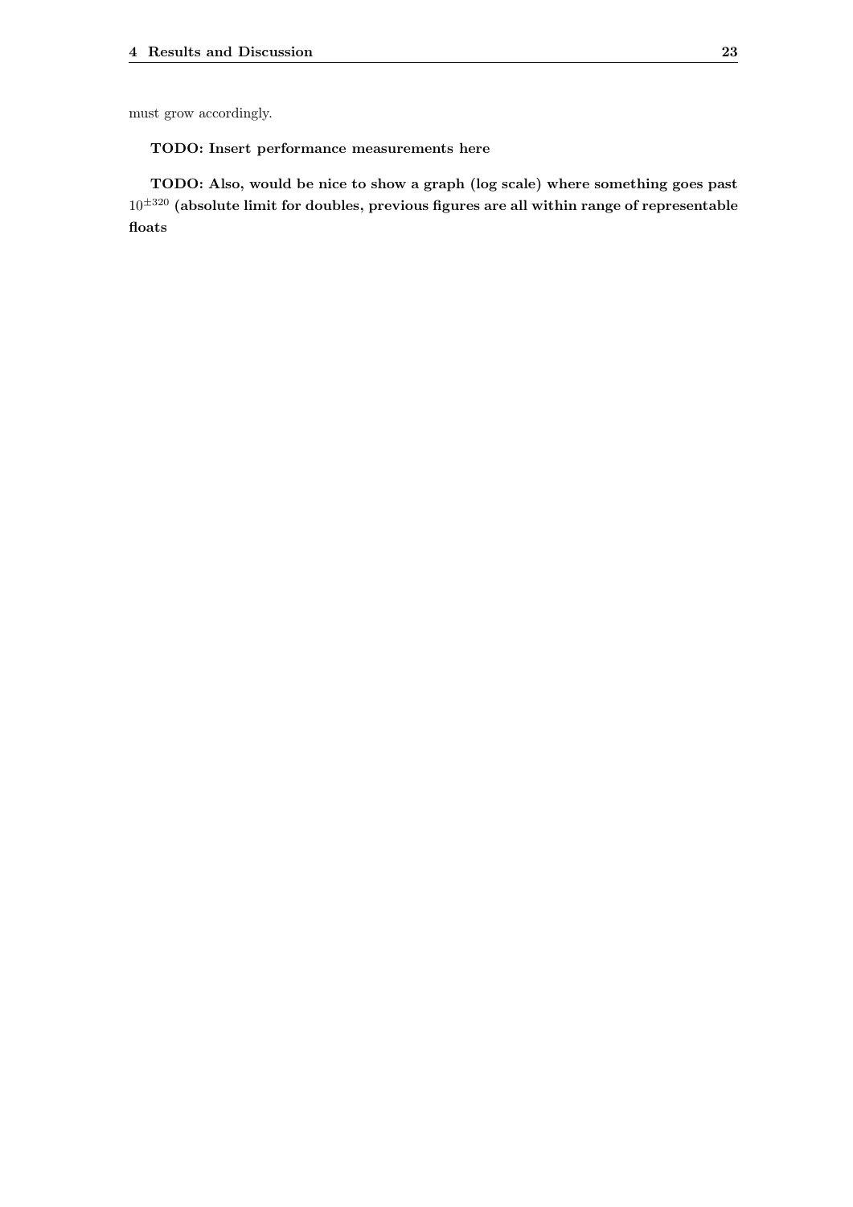must grow accordingly.

**TODO: Insert performance measurements here**

**TODO: Also, would be nice to show a graph (log scale) where something goes past $10^{\pm 320}$ (absolute limit for doubles, previous figures are all within range of representable floats**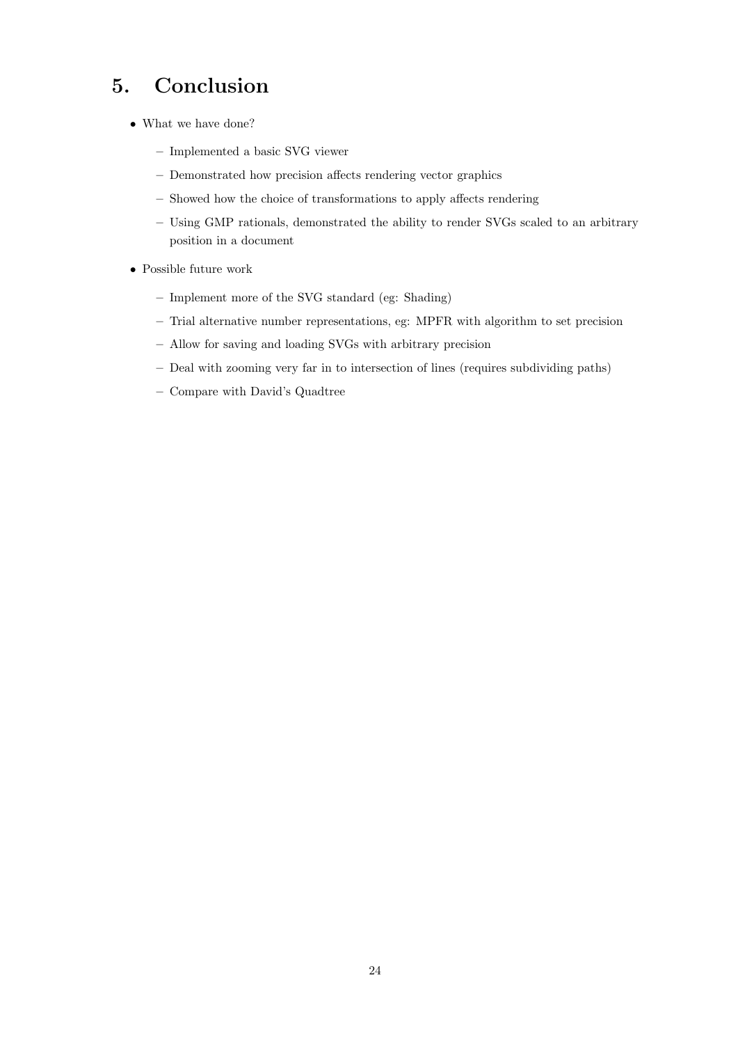# 5. Conclusion

- What we have done?
  - Implemented a basic SVG viewer
  - Demonstrated how precision affects rendering vector graphics
  - Showed how the choice of transformations to apply affects rendering
  - Using GMP rationals, demonstrated the ability to render SVGs scaled to an arbitrary position in a document
- Possible future work
  - Implement more of the SVG standard (eg: Shading)
  - Trial alternative number representations, eg: MPFR with algorithm to set precision
  - Allow for saving and loading SVGs with arbitrary precision
  - Deal with zooming very far in to intersection of lines (requires subdividing paths)
  - Compare with David's Quadtree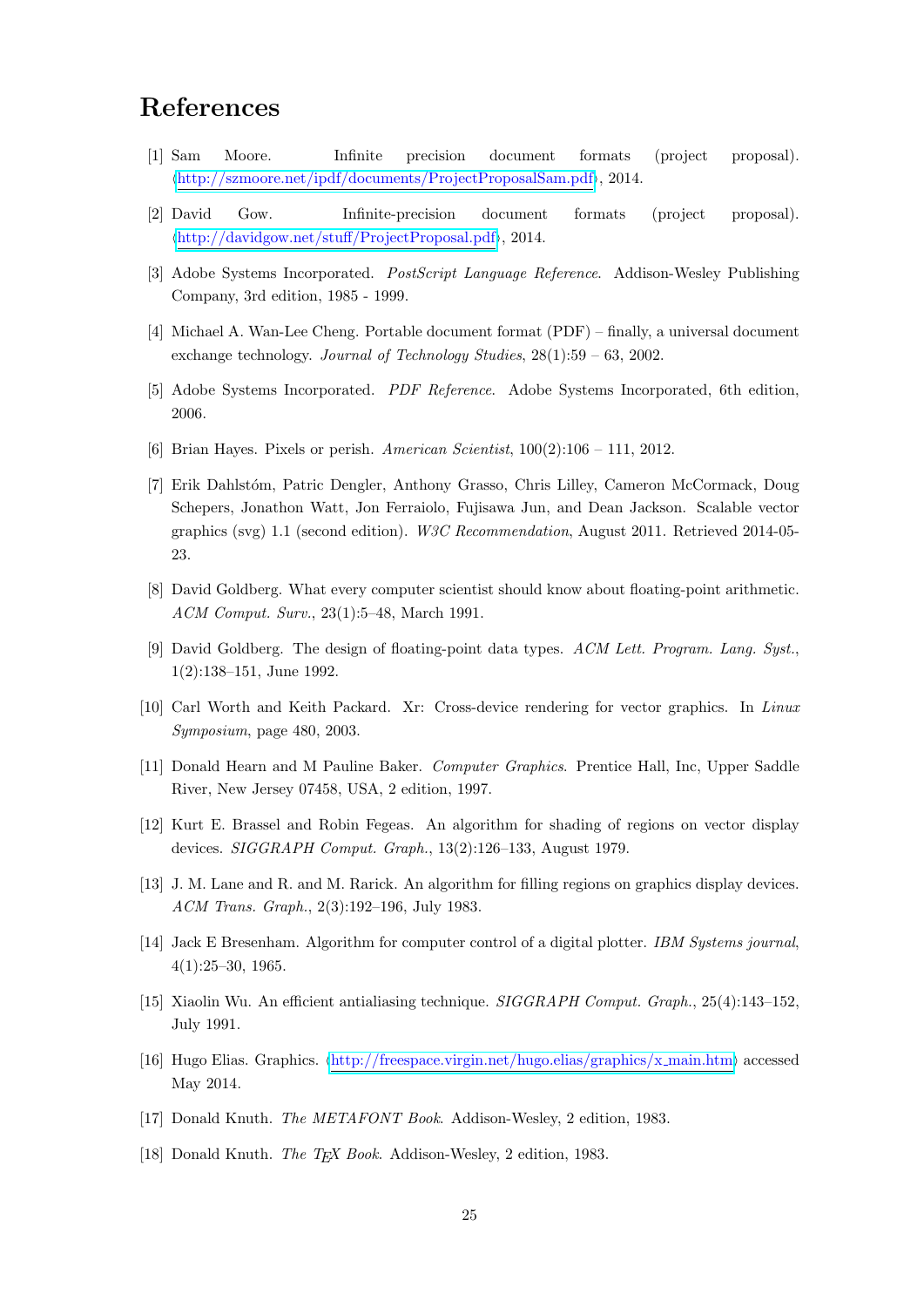# References

[1] Sam Moore. Infinite precision document formats (project proposal). ⟨http://szmoore.net/ipdf/documents/ProjectProposalSam.pdf⟩, 2014.

[2] David Gow. Infinite-precision document formats (project proposal). ⟨http://davidgow.net/stuff/ProjectProposal.pdf⟩, 2014.

[3] Adobe Systems Incorporated. *PostScript Language Reference*. Addison-Wesley Publishing Company, 3rd edition, 1985 - 1999.

[4] Michael A. Wan-Lee Cheng. Portable document format (PDF) – finally, a universal document exchange technology. *Journal of Technology Studies*, 28(1):59 – 63, 2002.

[5] Adobe Systems Incorporated. *PDF Reference*. Adobe Systems Incorporated, 6th edition, 2006.

[6] Brian Hayes. Pixels or perish. *American Scientist*, 100(2):106 – 111, 2012.

[7] Erik Dahlstóm, Patric Dengler, Anthony Grasso, Chris Lilley, Cameron McCormack, Doug Schepers, Jonathon Watt, Jon Ferraiolo, Fujisawa Jun, and Dean Jackson. Scalable vector graphics (svg) 1.1 (second edition). *W3C Recommendation*, August 2011. Retrieved 2014-05-23.

[8] David Goldberg. What every computer scientist should know about floating-point arithmetic. *ACM Comput. Surv.*, 23(1):5–48, March 1991.

[9] David Goldberg. The design of floating-point data types. *ACM Lett. Program. Lang. Syst.*, 1(2):138–151, June 1992.

[10] Carl Worth and Keith Packard. Xr: Cross-device rendering for vector graphics. In *Linux Symposium*, page 480, 2003.

[11] Donald Hearn and M Pauline Baker. *Computer Graphics*. Prentice Hall, Inc, Upper Saddle River, New Jersey 07458, USA, 2 edition, 1997.

[12] Kurt E. Brassel and Robin Fegeas. An algorithm for shading of regions on vector display devices. *SIGGRAPH Comput. Graph.*, 13(2):126–133, August 1979.

[13] J. M. Lane and R. and M. Rarick. An algorithm for filling regions on graphics display devices. *ACM Trans. Graph.*, 2(3):192–196, July 1983.

[14] Jack E Bresenham. Algorithm for computer control of a digital plotter. *IBM Systems journal*, 4(1):25–30, 1965.

[15] Xiaolin Wu. An efficient antialiasing technique. *SIGGRAPH Comput. Graph.*, 25(4):143–152, July 1991.

[16] Hugo Elias. Graphics. ⟨http://freespace.virgin.net/hugo.elias/graphics/x_main.htm⟩ accessed May 2014.

[17] Donald Knuth. *The METAFONT Book*. Addison-Wesley, 2 edition, 1983.

[18] Donald Knuth. *The TEX Book*. Addison-Wesley, 2 edition, 1983.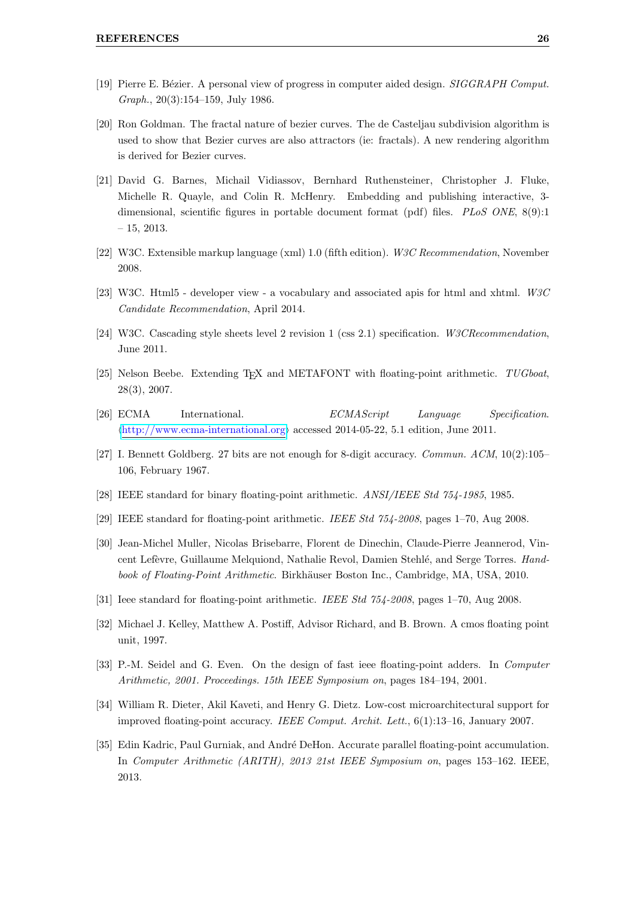[19] Pierre E. Bézier. A personal view of progress in computer aided design. *SIGGRAPH Comput. Graph.*, 20(3):154–159, July 1986.

[20] Ron Goldman. The fractal nature of bezier curves. The de Casteljau subdivision algorithm is used to show that Bezier curves are also attractors (ie: fractals). A new rendering algorithm is derived for Bezier curves.

[21] David G. Barnes, Michail Vidiassov, Bernhard Ruthensteiner, Christopher J. Fluke, Michelle R. Quayle, and Colin R. McHenry. Embedding and publishing interactive, 3-dimensional, scientific figures in portable document format (pdf) files. *PLoS ONE*, 8(9):1 – 15, 2013.

[22] W3C. Extensible markup language (xml) 1.0 (fifth edition). *W3C Recommendation*, November 2008.

[23] W3C. Html5 - developer view - a vocabulary and associated apis for html and xhtml. *W3C Candidate Recommendation*, April 2014.

[24] W3C. Cascading style sheets level 2 revision 1 (css 2.1) specification. *W3CRecommendation*, June 2011.

[25] Nelson Beebe. Extending TEX and METAFONT with floating-point arithmetic. *TUGboat*, 28(3), 2007.

[26] ECMA International. *ECMAScript Language Specification*. ⟨http://www.ecma-international.org⟩ accessed 2014-05-22, 5.1 edition, June 2011.

[27] I. Bennett Goldberg. 27 bits are not enough for 8-digit accuracy. *Commun. ACM*, 10(2):105–106, February 1967.

[28] IEEE standard for binary floating-point arithmetic. *ANSI/IEEE Std 754-1985*, 1985.

[29] IEEE standard for floating-point arithmetic. *IEEE Std 754-2008*, pages 1–70, Aug 2008.

[30] Jean-Michel Muller, Nicolas Brisebarre, Florent de Dinechin, Claude-Pierre Jeannerod, Vincent Lefèvre, Guillaume Melquiond, Nathalie Revol, Damien Stehlé, and Serge Torres. *Handbook of Floating-Point Arithmetic*. Birkhäuser Boston Inc., Cambridge, MA, USA, 2010.

[31] Ieee standard for floating-point arithmetic. *IEEE Std 754-2008*, pages 1–70, Aug 2008.

[32] Michael J. Kelley, Matthew A. Postiff, Advisor Richard, and B. Brown. A cmos floating point unit, 1997.

[33] P.-M. Seidel and G. Even. On the design of fast ieee floating-point adders. In *Computer Arithmetic, 2001. Proceedings. 15th IEEE Symposium on*, pages 184–194, 2001.

[34] William R. Dieter, Akil Kaveti, and Henry G. Dietz. Low-cost microarchitectural support for improved floating-point accuracy. *IEEE Comput. Archit. Lett.*, 6(1):13–16, January 2007.

[35] Edin Kadric, Paul Gurniak, and André DeHon. Accurate parallel floating-point accumulation. In *Computer Arithmetic (ARITH), 2013 21st IEEE Symposium on*, pages 153–162. IEEE, 2013.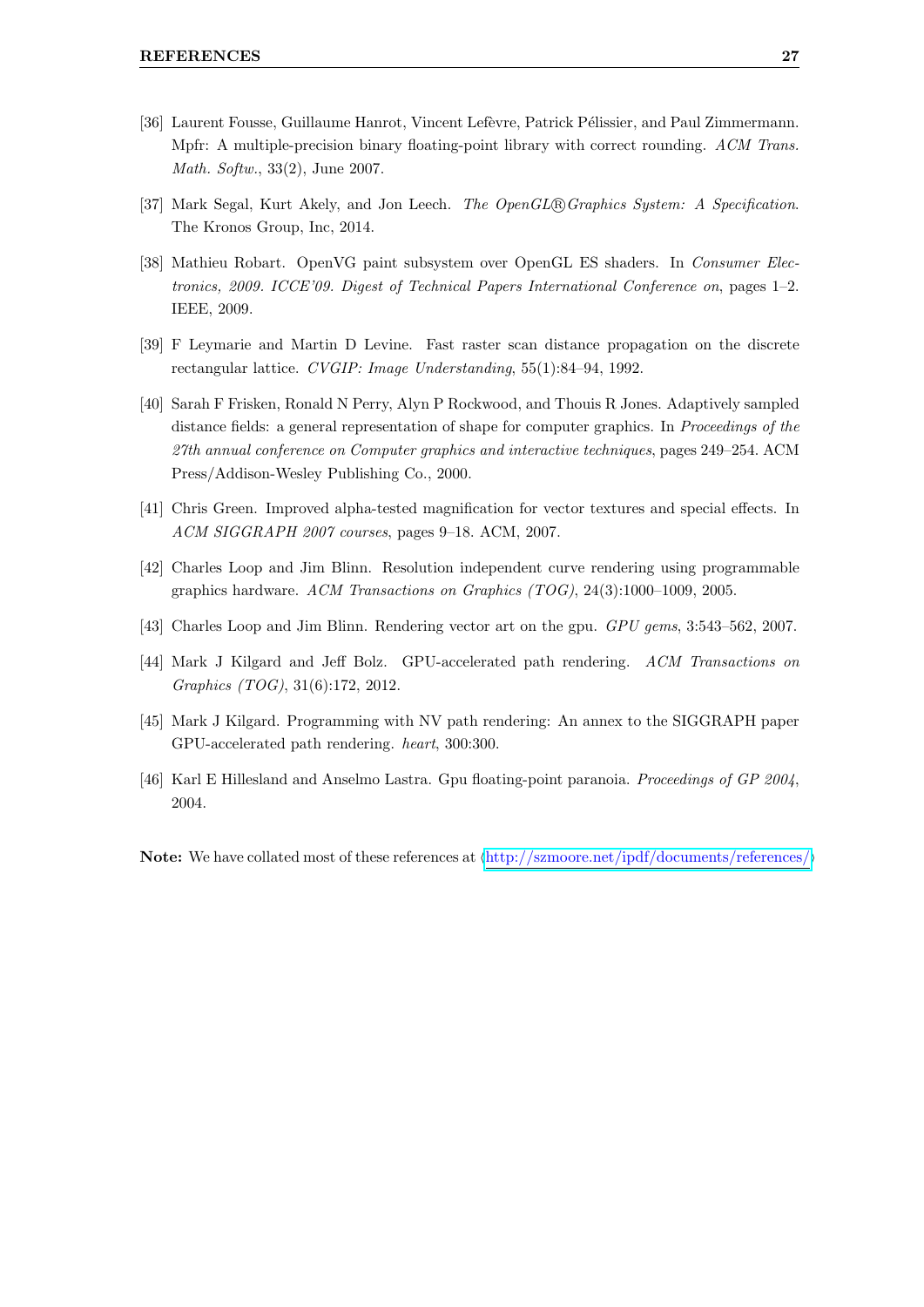[36] Laurent Fousse, Guillaume Hanrot, Vincent Lefèvre, Patrick Pélissier, and Paul Zimmermann. Mpfr: A multiple-precision binary floating-point library with correct rounding. *ACM Trans. Math. Softw.*, 33(2), June 2007.

[37] Mark Segal, Kurt Akely, and Jon Leech. *The OpenGL® Graphics System: A Specification*. The Kronos Group, Inc, 2014.

[38] Mathieu Robart. OpenVG paint subsystem over OpenGL ES shaders. In *Consumer Electronics, 2009. ICCE'09. Digest of Technical Papers International Conference on*, pages 1–2. IEEE, 2009.

[39] F Leymarie and Martin D Levine. Fast raster scan distance propagation on the discrete rectangular lattice. *CVGIP: Image Understanding*, 55(1):84–94, 1992.

[40] Sarah F Frisken, Ronald N Perry, Alyn P Rockwood, and Thouis R Jones. Adaptively sampled distance fields: a general representation of shape for computer graphics. In *Proceedings of the 27th annual conference on Computer graphics and interactive techniques*, pages 249–254. ACM Press/Addison-Wesley Publishing Co., 2000.

[41] Chris Green. Improved alpha-tested magnification for vector textures and special effects. In *ACM SIGGRAPH 2007 courses*, pages 9–18. ACM, 2007.

[42] Charles Loop and Jim Blinn. Resolution independent curve rendering using programmable graphics hardware. *ACM Transactions on Graphics (TOG)*, 24(3):1000–1009, 2005.

[43] Charles Loop and Jim Blinn. Rendering vector art on the gpu. *GPU gems*, 3:543–562, 2007.

[44] Mark J Kilgard and Jeff Bolz. GPU-accelerated path rendering. *ACM Transactions on Graphics (TOG)*, 31(6):172, 2012.

[45] Mark J Kilgard. Programming with NV path rendering: An annex to the SIGGRAPH paper GPU-accelerated path rendering. *heart*, 300:300.

[46] Karl E Hillesland and Anselmo Lastra. Gpu floating-point paranoia. *Proceedings of GP 2004*, 2004.

**Note:** We have collated most of these references at ⟨http://szmoore.net/ipdf/documents/references/⟩